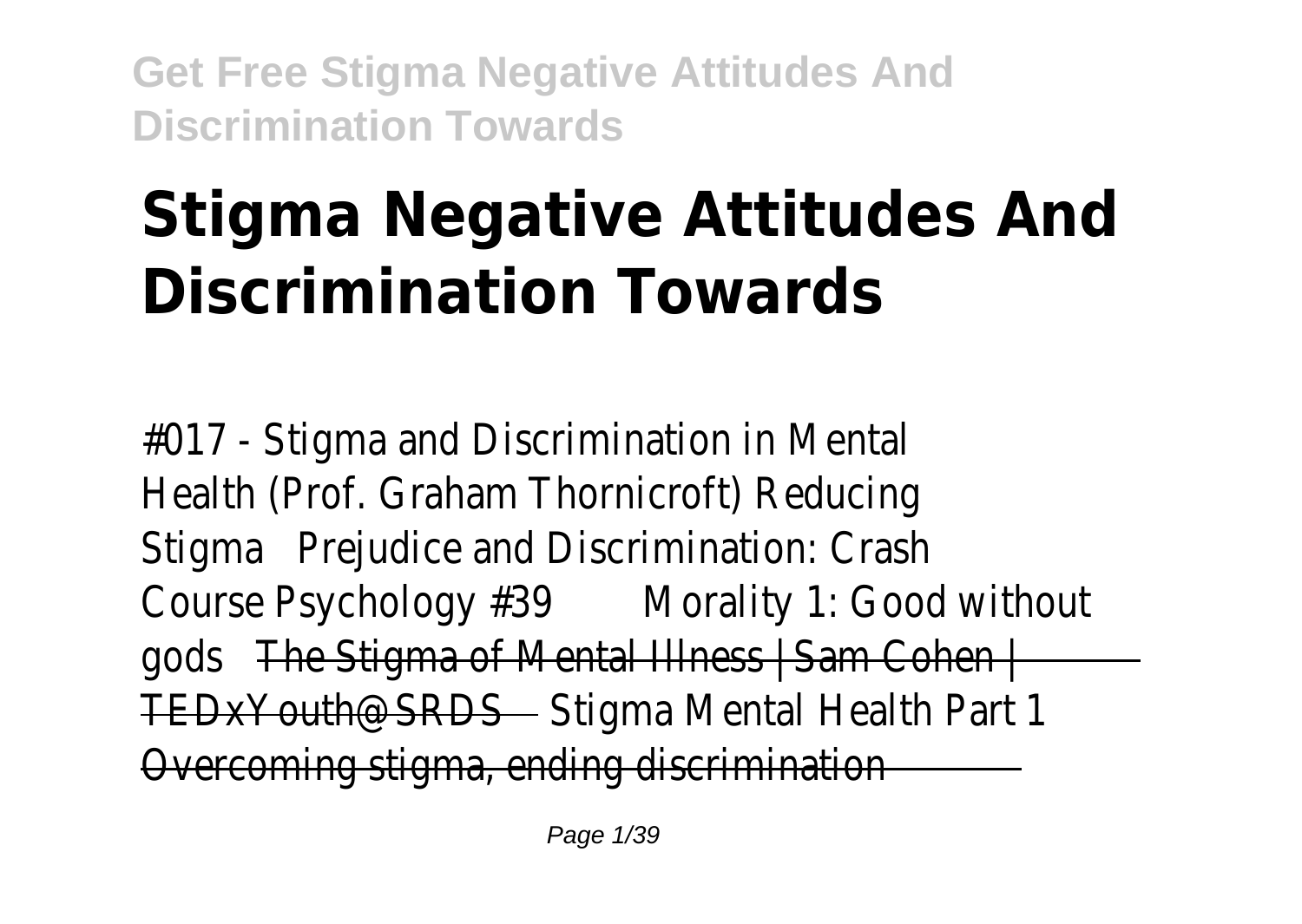# Stigma Negative Attitudes And Discrimination Towards

#017 - Stigma and Discrimination in Mental Health (Prof. Graham Thornicroft) Reducing Stigma Prejudice and Discrimination: Crash Course Psychology #39 Morality 1: Good without gods ~~The Stigma of Mental Illness | Sam Cohen | TEDxYouth@SRDS~~ Stigma Mental Health Part 1 ~~Overcoming stigma, ending discrimination~~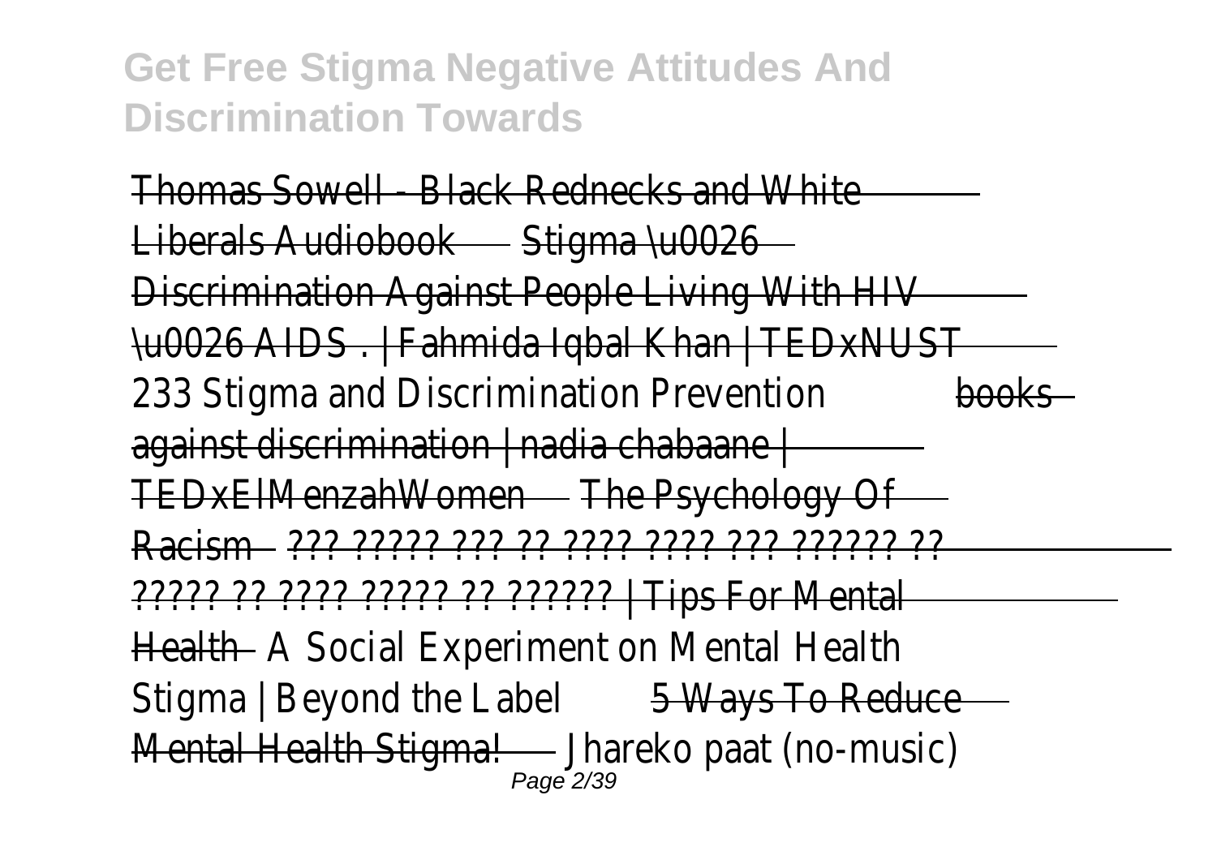Thomas Sowell - Black Rednecks and White Liberals Audiobook Stigma \u0026 Discrimination Against People Living With HIV \u0026 AIDS . | Fahmida Iqbal Khan | TEDxNUST 233 Stigma and Discrimination Prevention books against discrimination | nadia chabaane | TEDxElMenzahWomen The Psychology Of Racism ??? ????? ??? ?? ???? ???? ??? ?????? ?? ????? ?? ???? ????? ?? ?????? | Tips For Mental Health A Social Experiment on Mental Health Stigma | Beyond the Label 5 Ways To Reduce Mental Health Stigma! Jhareko paat (no-music)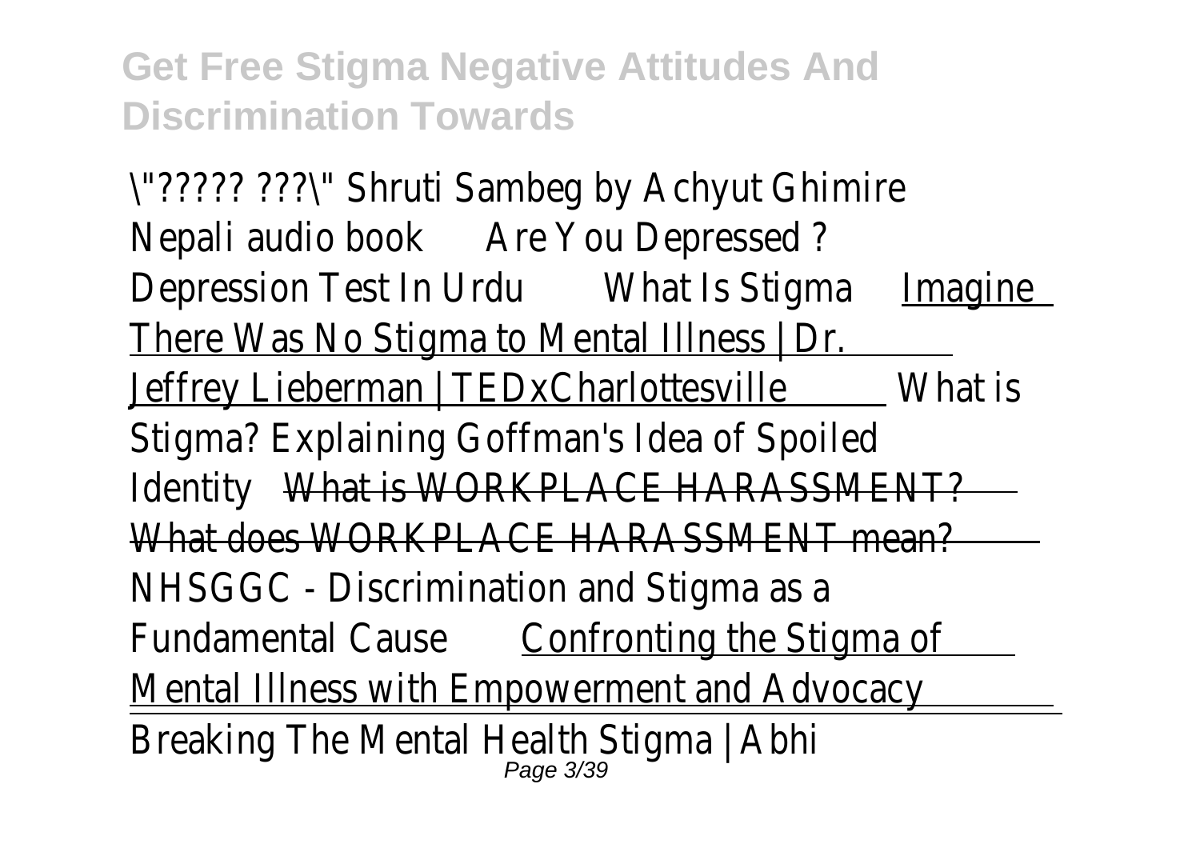**Get Free Stigma Negative Attitudes And Discrimination Towards**

\"????? ???\" Shruti Sambeg by Achyut Ghimire Nepali audio book Are You Depressed ? Depression Test In Urdu What Is Stigma Imagine There Was No Stigma to Mental Illness | Dr. Jeffrey Lieberman | TEDxCharlottesville What is Stigma? Explaining Goffman's Idea of Spoiled Identity ~~What is WORKPLACE HARASSMENT? What does WORKPLACE HARASSMENT mean?~~ NHSGGC - Discrimination and Stigma as a Fundamental Cause Confronting the Stigma of Mental Illness with Empowerment and Advocacy Breaking The Mental Health Stigma | Abhi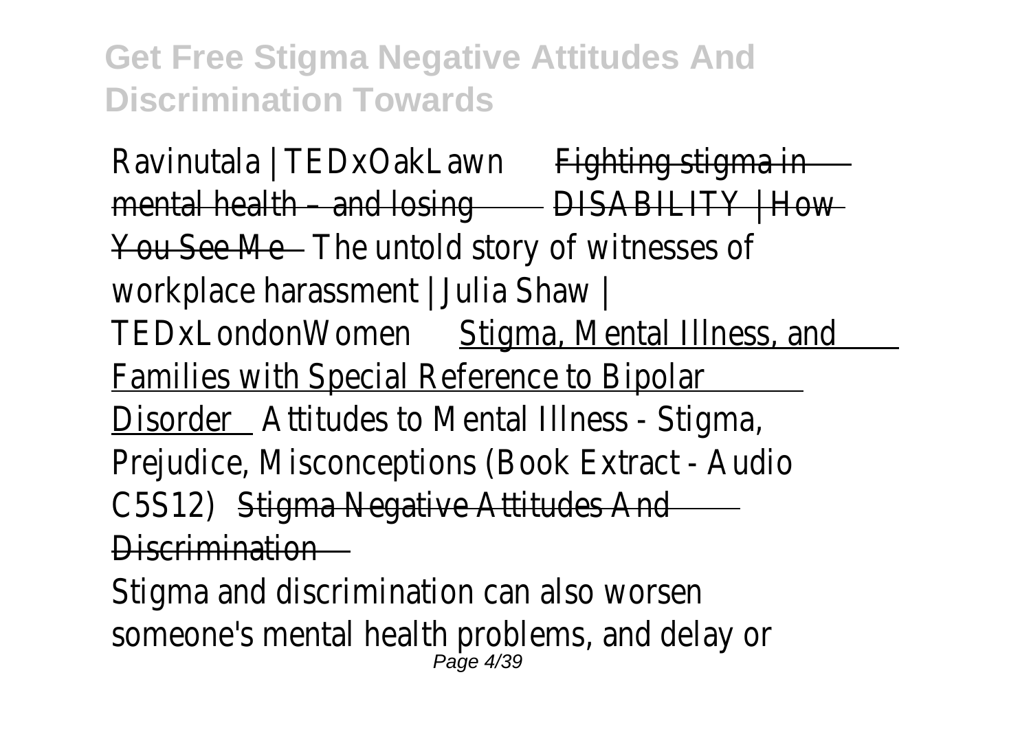Ravinutala | TEDxOakLawn ~~Fighting stigma in mental health – and losing~~ ~~DISABILITY | How You See Me~~ The untold story of witnesses of workplace harassment | Julia Shaw | TEDxLondonWomen Stigma, Mental Illness, and Families with Special Reference to Bipolar Disorder Attitudes to Mental Illness - Stigma, Prejudice, Misconceptions (Book Extract - Audio C5S12) ~~Stigma Negative Attitudes And Discrimination~~

Stigma and discrimination can also worsen someone's mental health problems, and delay or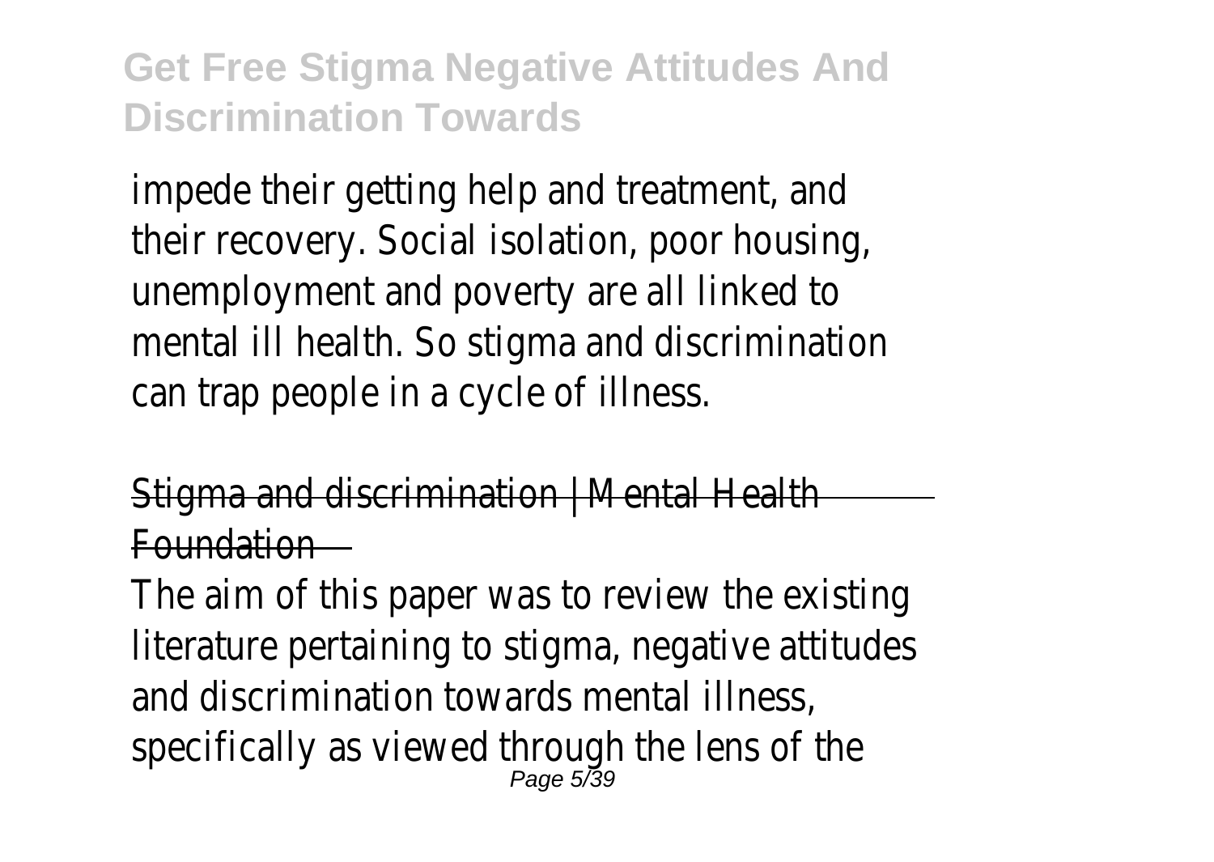impede their getting help and treatment, and their recovery. Social isolation, poor housing, unemployment and poverty are all linked to mental ill health. So stigma and discrimination can trap people in a cycle of illness.

Stigma and discrimination | Mental Health Foundation

The aim of this paper was to review the existing literature pertaining to stigma, negative attitudes and discrimination towards mental illness, specifically as viewed through the lens of the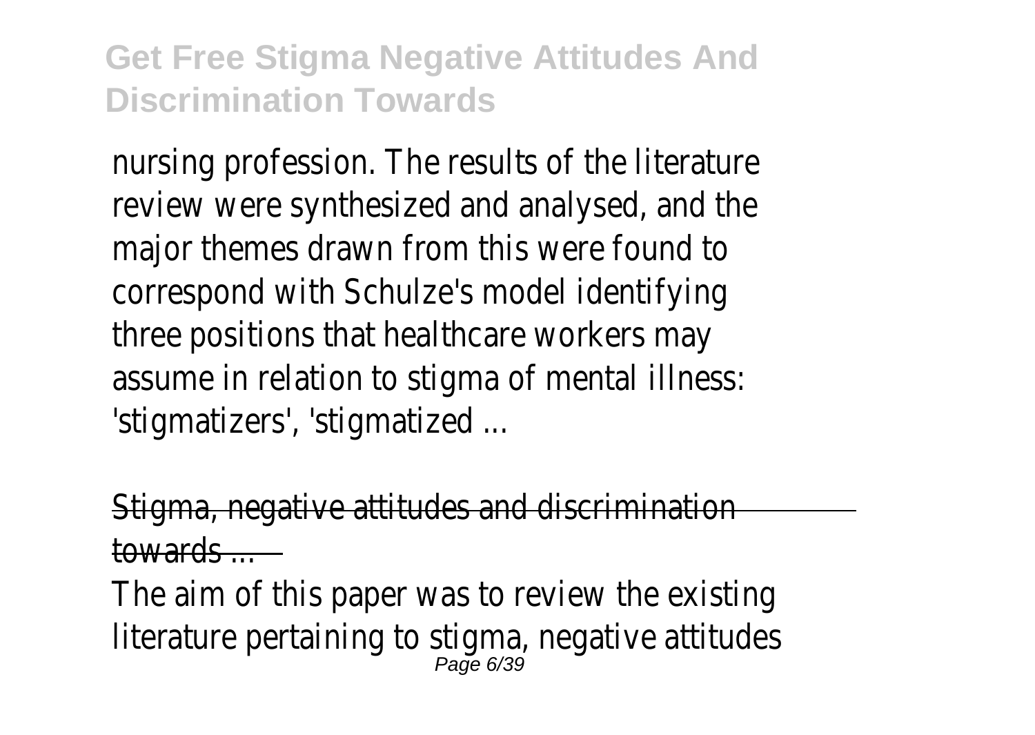nursing profession. The results of the literature review were synthesized and analysed, and the major themes drawn from this were found to correspond with Schulze's model identifying three positions that healthcare workers may assume in relation to stigma of mental illness: 'stigmatizers', 'stigmatized ...

Stigma, negative attitudes and discrimination towards ...

The aim of this paper was to review the existing literature pertaining to stigma, negative attitudes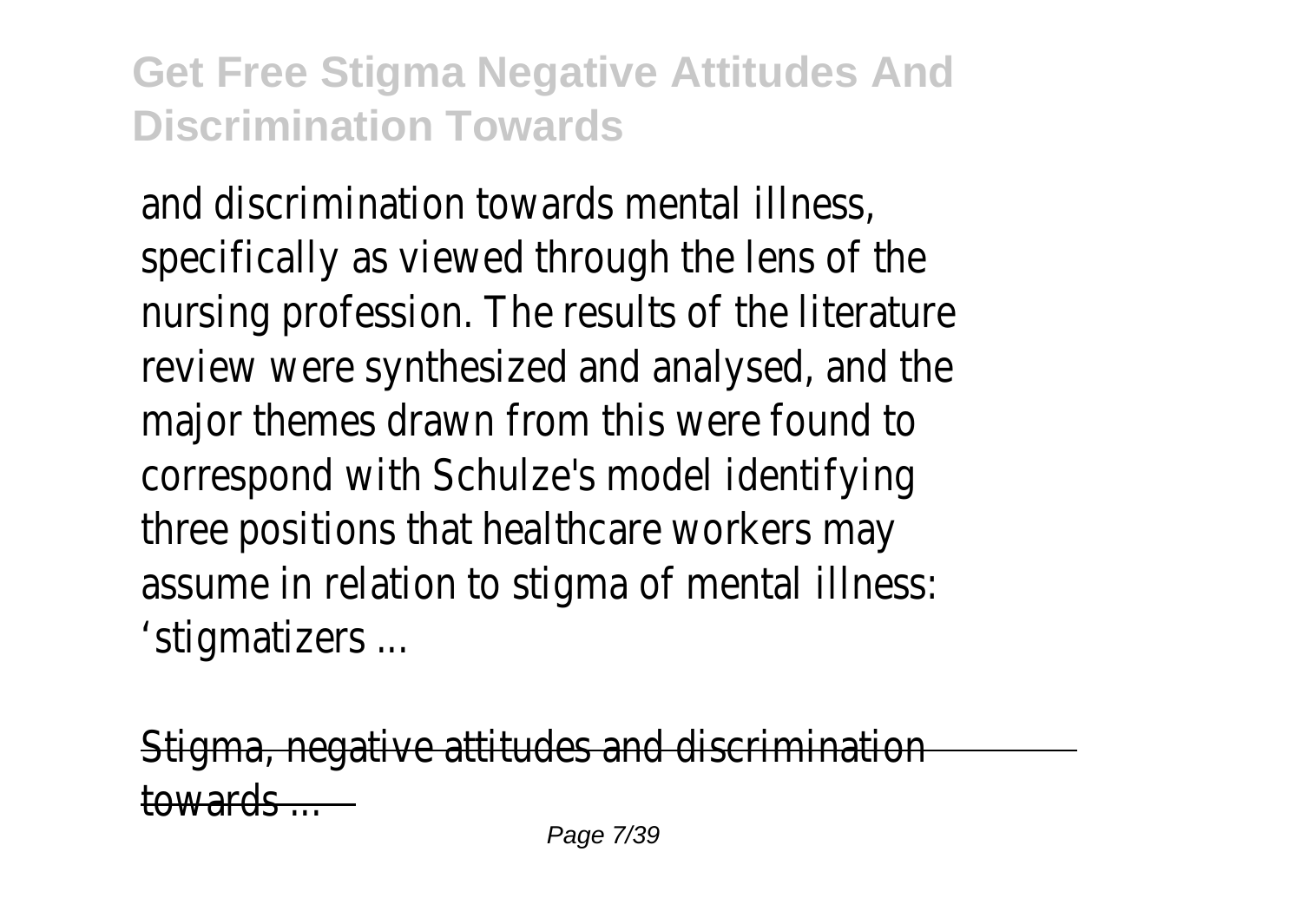and discrimination towards mental illness, specifically as viewed through the lens of the nursing profession. The results of the literature review were synthesized and analysed, and the major themes drawn from this were found to correspond with Schulze's model identifying three positions that healthcare workers may assume in relation to stigma of mental illness: 'stigmatizers ...

Stigma, negative attitudes and discrimination towards ...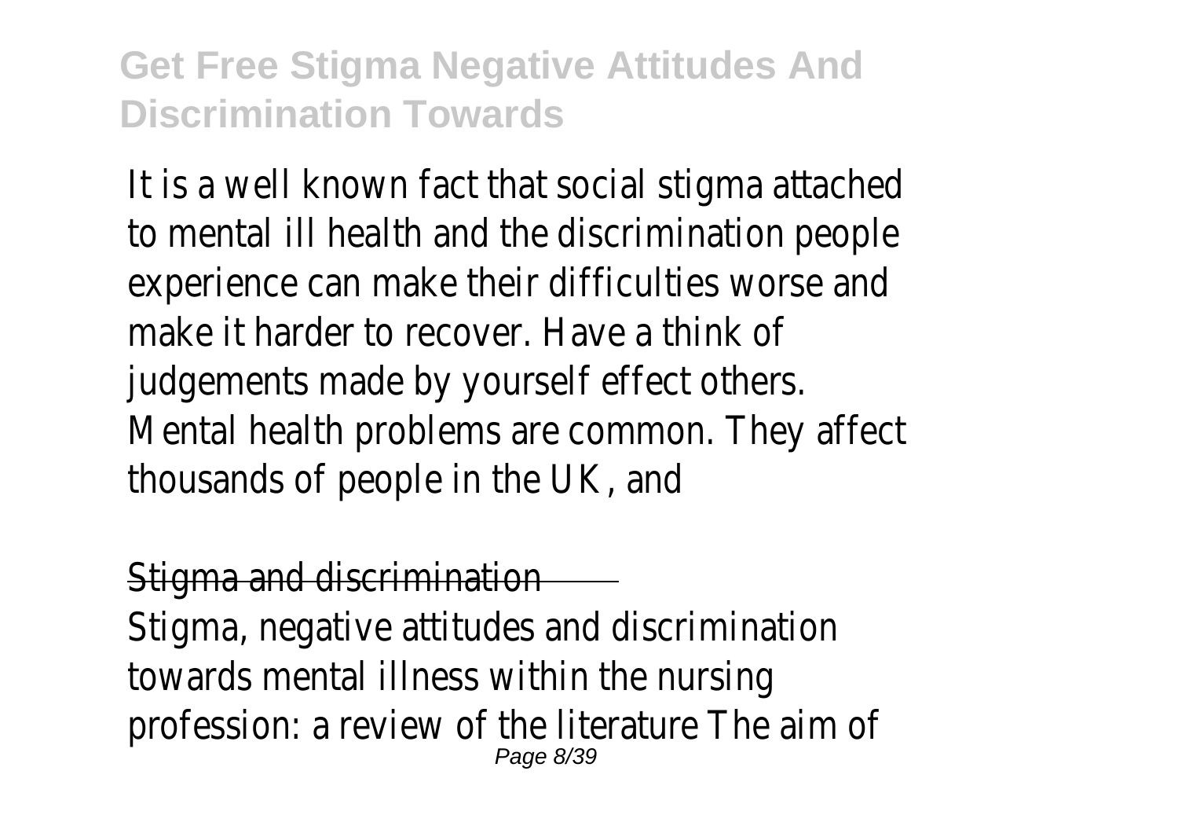It is a well known fact that social stigma attached to mental ill health and the discrimination people experience can make their difficulties worse and make it harder to recover. Have a think of judgements made by yourself effect others. Mental health problems are common. They affect thousands of people in the UK, and

Stigma and discrimination

Stigma, negative attitudes and discrimination towards mental illness within the nursing profession: a review of the literature The aim of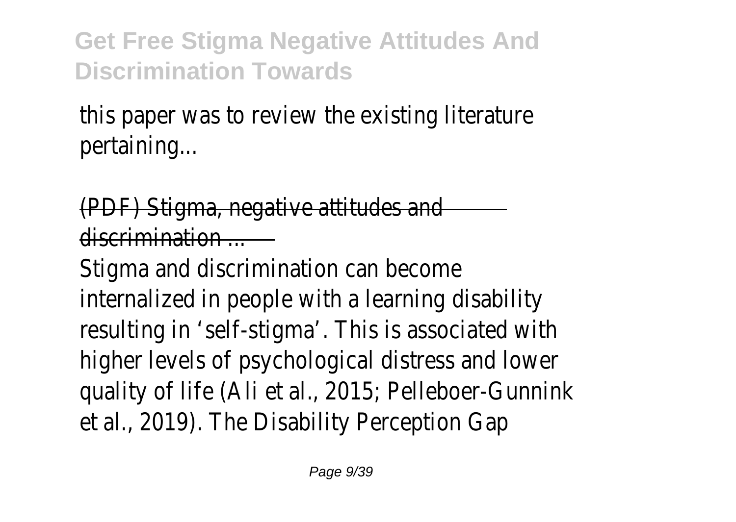this paper was to review the existing literature pertaining...

(PDF) Stigma, negative attitudes and discrimination ...

Stigma and discrimination can become internalized in people with a learning disability resulting in 'self-stigma'. This is associated with higher levels of psychological distress and lower quality of life (Ali et al., 2015; Pelleboer-Gunnink et al., 2019). The Disability Perception Gap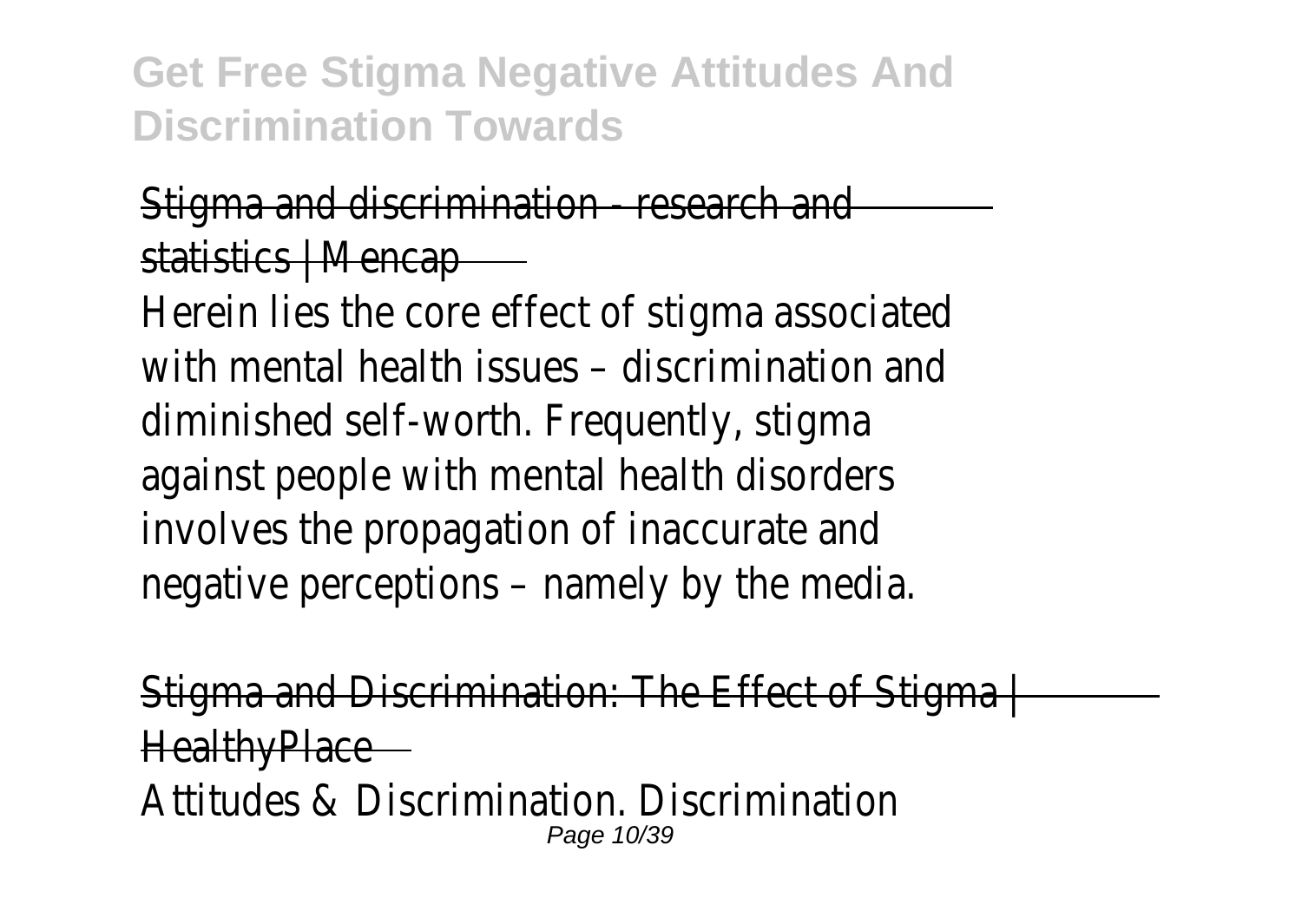Stigma and discrimination - research and statistics | Mencap

Herein lies the core effect of stigma associated with mental health issues – discrimination and diminished self-worth. Frequently, stigma against people with mental health disorders involves the propagation of inaccurate and negative perceptions – namely by the media.

Stigma and Discrimination: The Effect of Stigma | HealthyPlace

Attitudes & Discrimination. Discrimination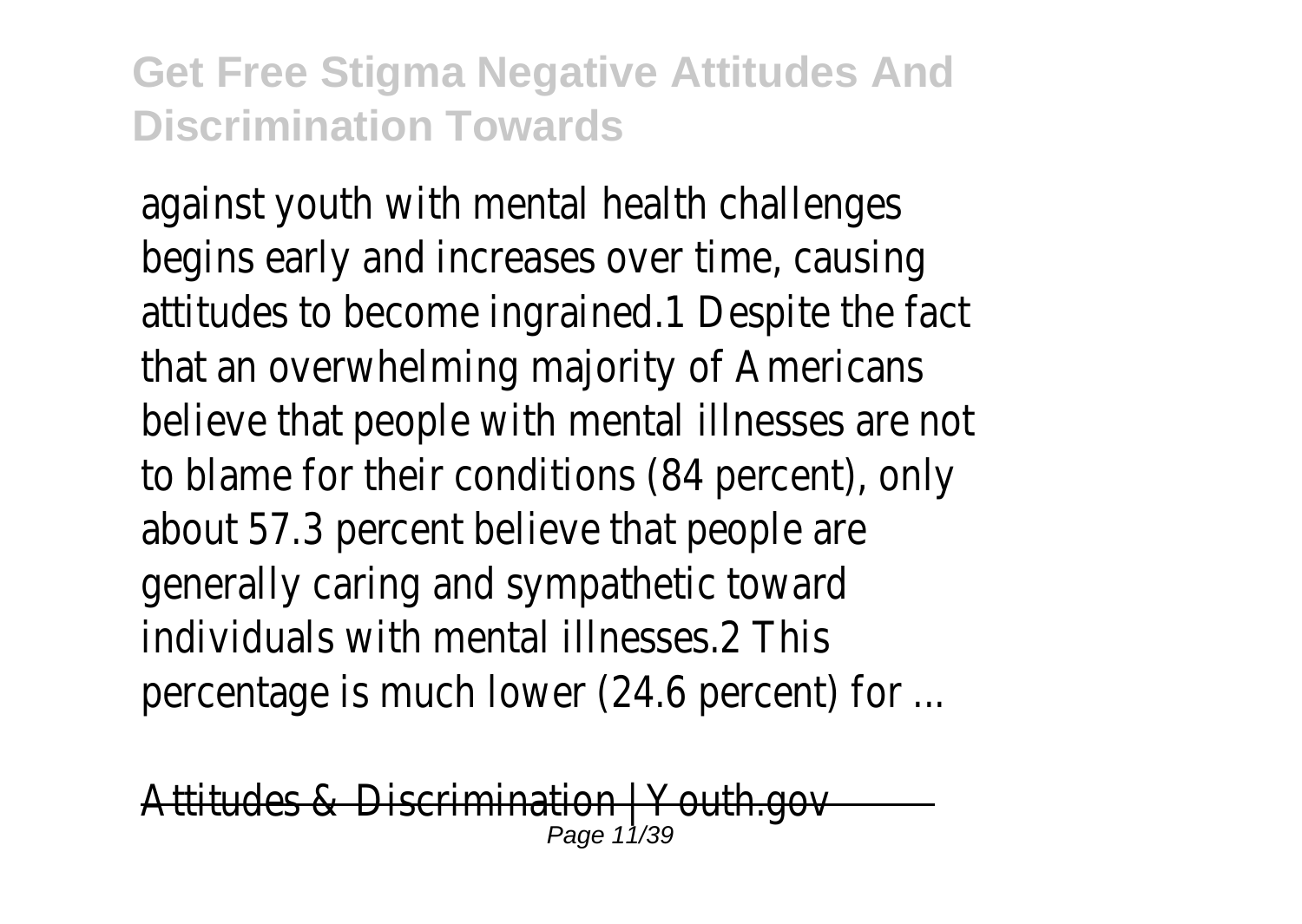against youth with mental health challenges begins early and increases over time, causing attitudes to become ingrained.1 Despite the fact that an overwhelming majority of Americans believe that people with mental illnesses are not to blame for their conditions (84 percent), only about 57.3 percent believe that people are generally caring and sympathetic toward individuals with mental illnesses.2 This percentage is much lower (24.6 percent) for ...

Attitudes & Discrimination | Youth.gov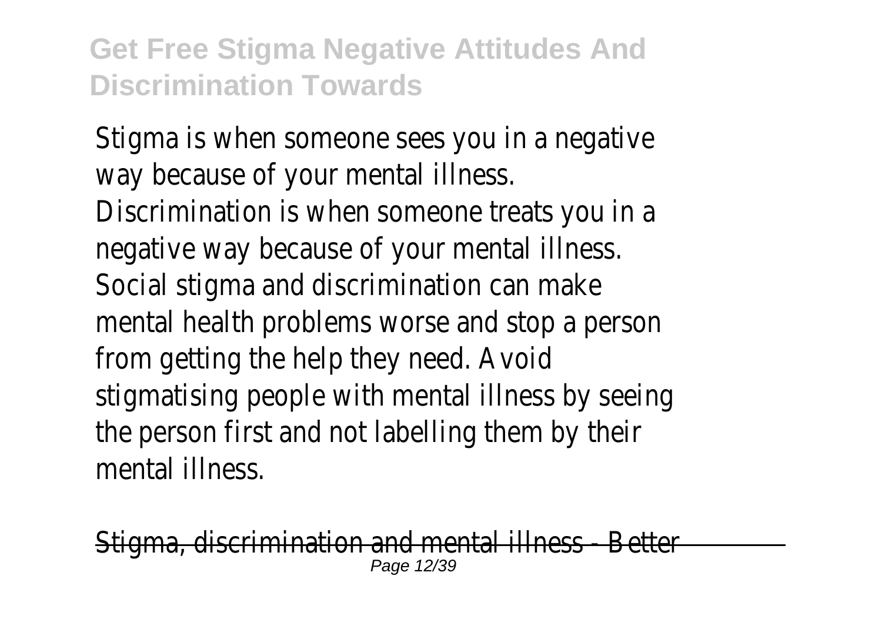Stigma is when someone sees you in a negative way because of your mental illness. Discrimination is when someone treats you in a negative way because of your mental illness. Social stigma and discrimination can make mental health problems worse and stop a person from getting the help they need. Avoid stigmatising people with mental illness by seeing the person first and not labelling them by their mental illness.

~~Stigma, discrimination and mental illness - Better~~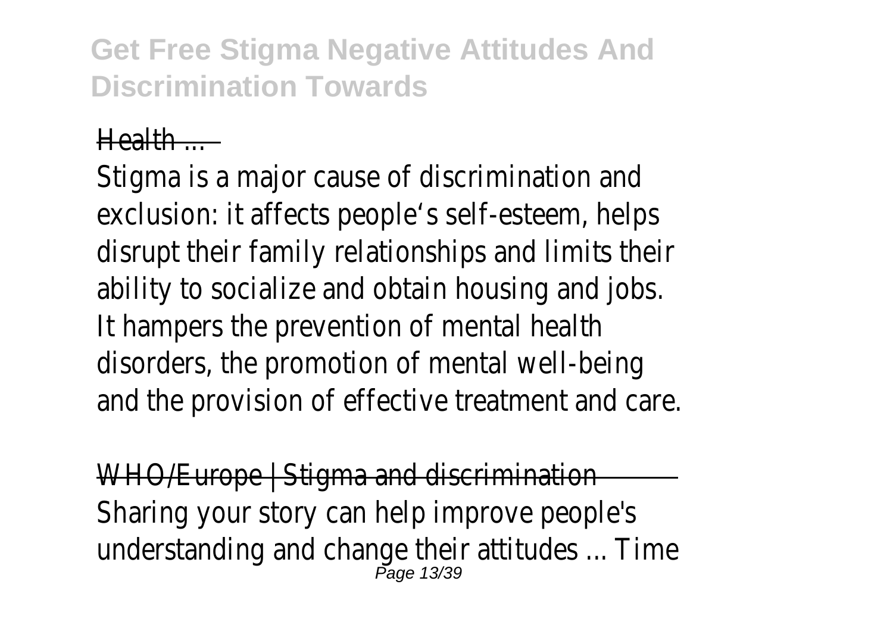Health ...

Stigma is a major cause of discrimination and exclusion: it affects people's self-esteem, helps disrupt their family relationships and limits their ability to socialize and obtain housing and jobs. It hampers the prevention of mental health disorders, the promotion of mental well-being and the provision of effective treatment and care.

WHO/Europe | Stigma and discrimination

Sharing your story can help improve people's understanding and change their attitudes ... Time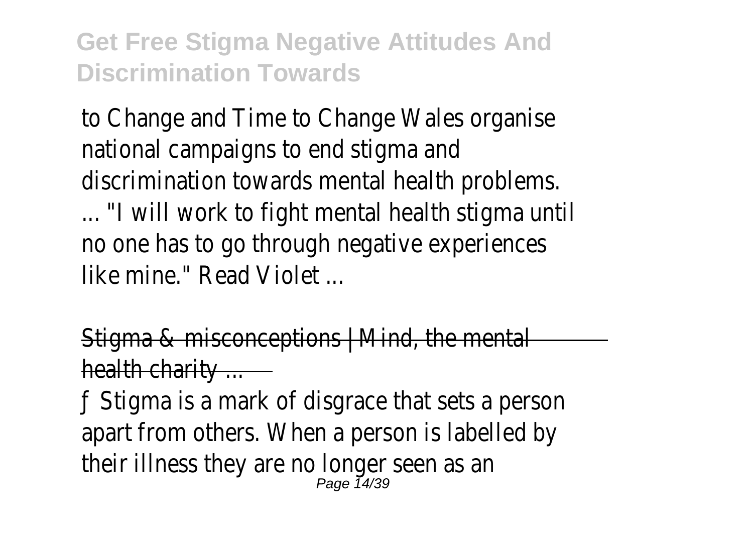to Change and Time to Change Wales organise national campaigns to end stigma and discrimination towards mental health problems. ... "I will work to fight mental health stigma until no one has to go through negative experiences like mine." Read Violet ...

~~Stigma & misconceptions | Mind, the mental health charity ...~~

ƒ Stigma is a mark of disgrace that sets a person apart from others. When a person is labelled by their illness they are no longer seen as an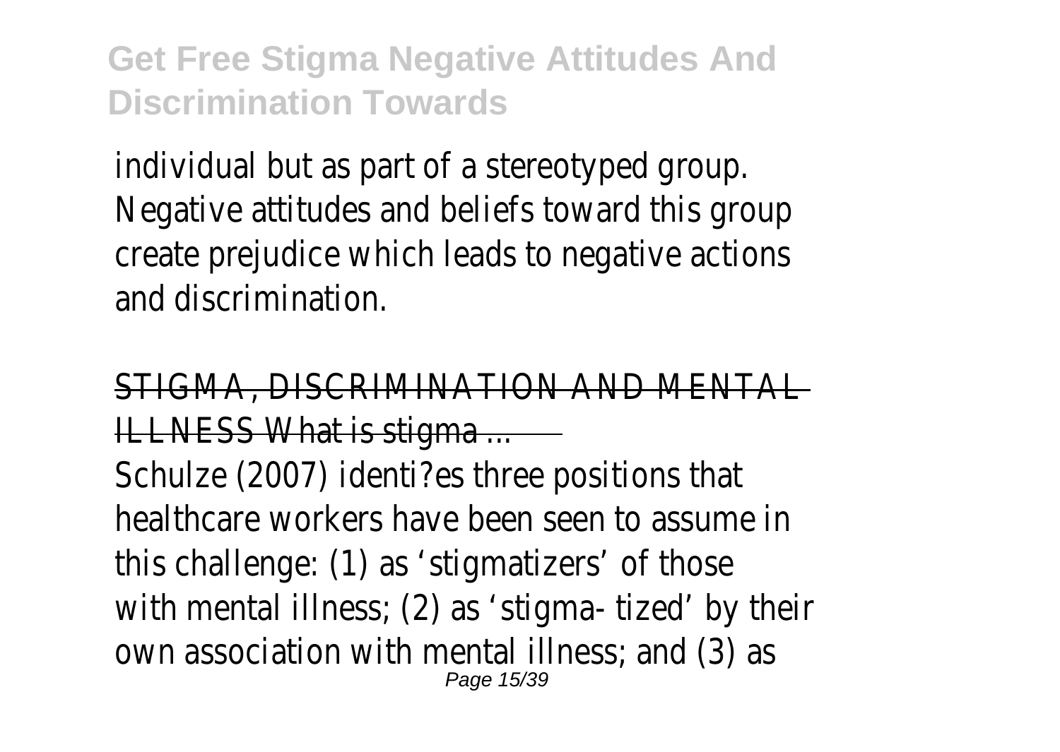individual but as part of a stereotyped group. Negative attitudes and beliefs toward this group create prejudice which leads to negative actions and discrimination.

STIGMA, DISCRIMINATION AND MENTAL ILLNESS What is stigma ...

Schulze (2007) identi?es three positions that healthcare workers have been seen to assume in this challenge: (1) as 'stigmatizers' of those with mental illness; (2) as 'stigma- tized' by their own association with mental illness; and (3) as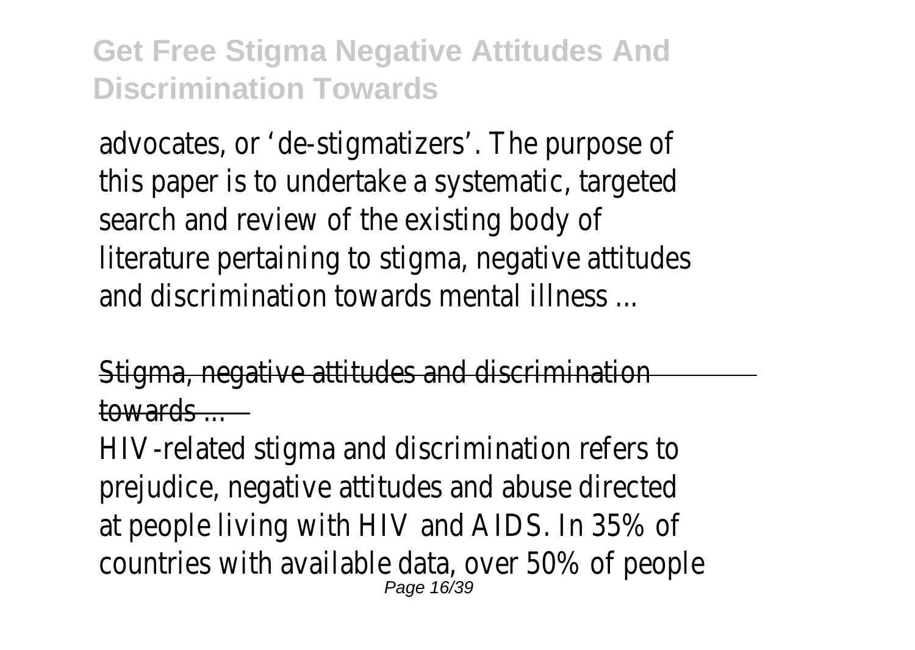advocates, or 'de-stigmatizers'. The purpose of this paper is to undertake a systematic, targeted search and review of the existing body of literature pertaining to stigma, negative attitudes and discrimination towards mental illness ...

Stigma, negative attitudes and discrimination towards ...

HIV-related stigma and discrimination refers to prejudice, negative attitudes and abuse directed at people living with HIV and AIDS. In 35% of countries with available data, over 50% of people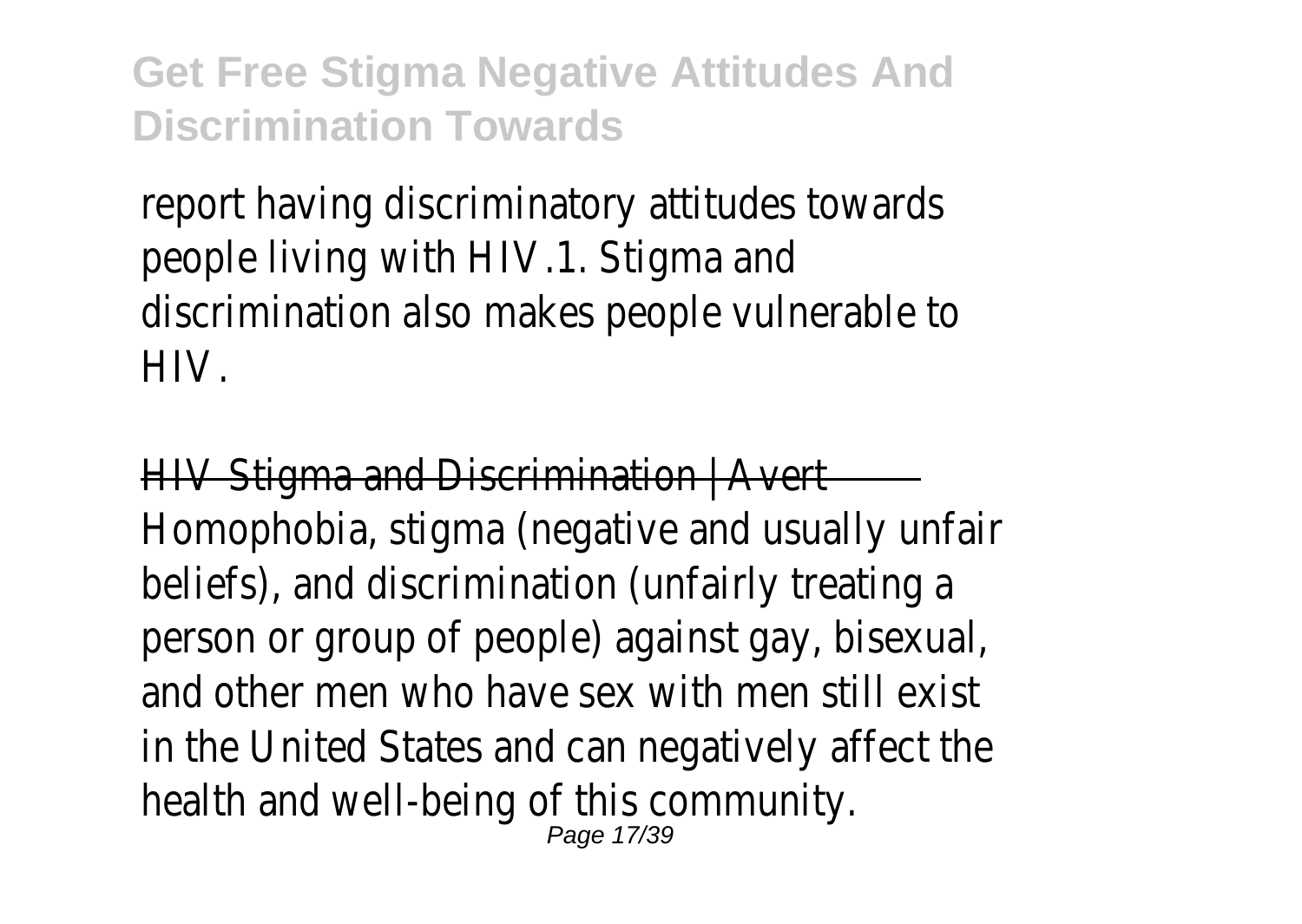report having discriminatory attitudes towards people living with HIV.1. Stigma and discrimination also makes people vulnerable to HIV.

HIV Stigma and Discrimination | Avert

Homophobia, stigma (negative and usually unfair beliefs), and discrimination (unfairly treating a person or group of people) against gay, bisexual, and other men who have sex with men still exist in the United States and can negatively affect the health and well-being of this community.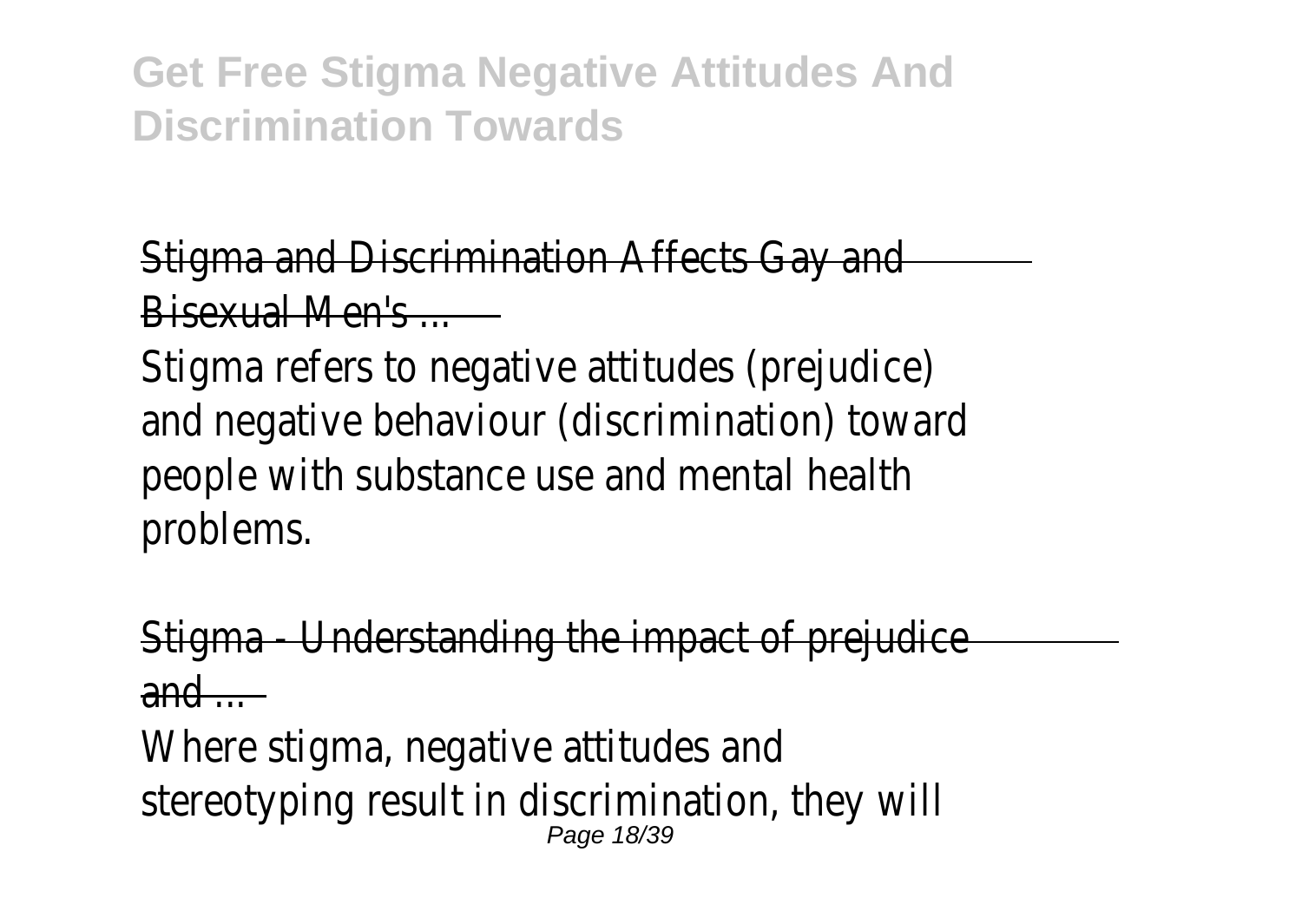Stigma and Discrimination Affects Gay and Bisexual Men's ...

Stigma refers to negative attitudes (prejudice) and negative behaviour (discrimination) toward people with substance use and mental health problems.

Stigma - Understanding the impact of prejudice and ...

Where stigma, negative attitudes and stereotyping result in discrimination, they will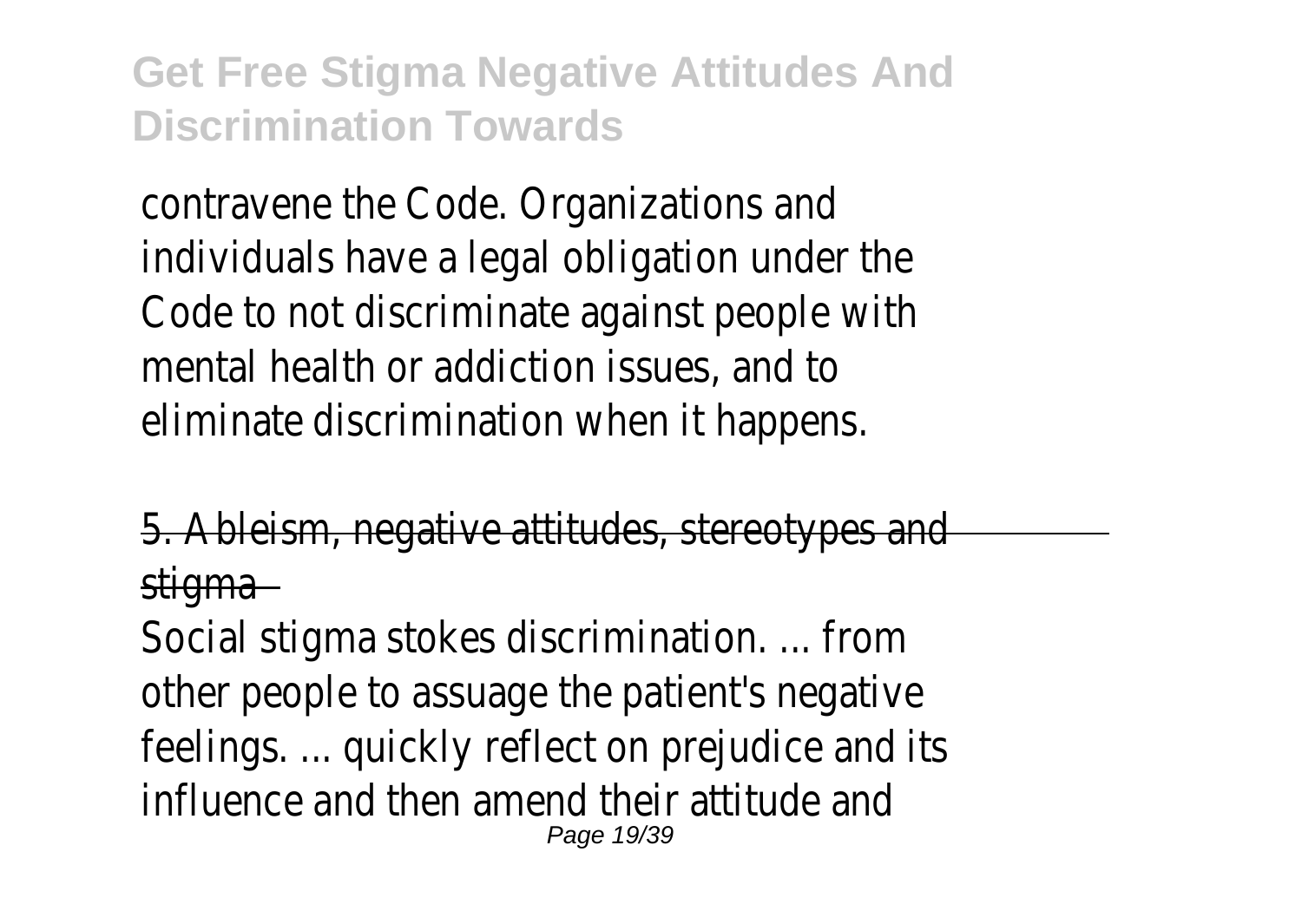contravene the Code. Organizations and individuals have a legal obligation under the Code to not discriminate against people with mental health or addiction issues, and to eliminate discrimination when it happens.

5. Ableism, negative attitudes, stereotypes and stigma

Social stigma stokes discrimination. ... from other people to assuage the patient's negative feelings. ... quickly reflect on prejudice and its influence and then amend their attitude and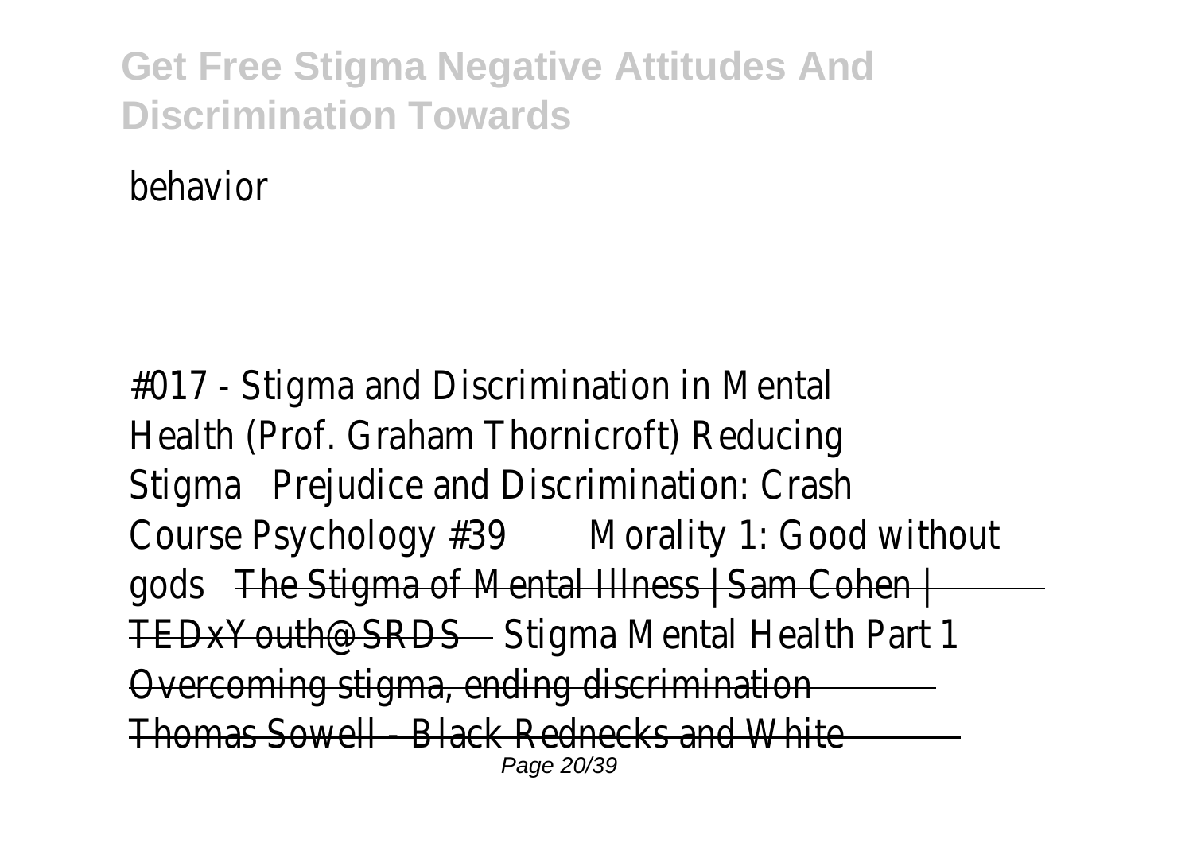behavior

#017 - Stigma and Discrimination in Mental Health (Prof. Graham Thornicroft) Reducing Stigma Prejudice and Discrimination: Crash Course Psychology #39 Morality 1: Good without gods ~~The Stigma of Mental Illness | Sam Cohen | TEDxYouth@SRDS~~ Stigma Mental Health Part 1 ~~Overcoming stigma, ending discrimination~~ ~~Thomas Sowell - Black Rednecks and White~~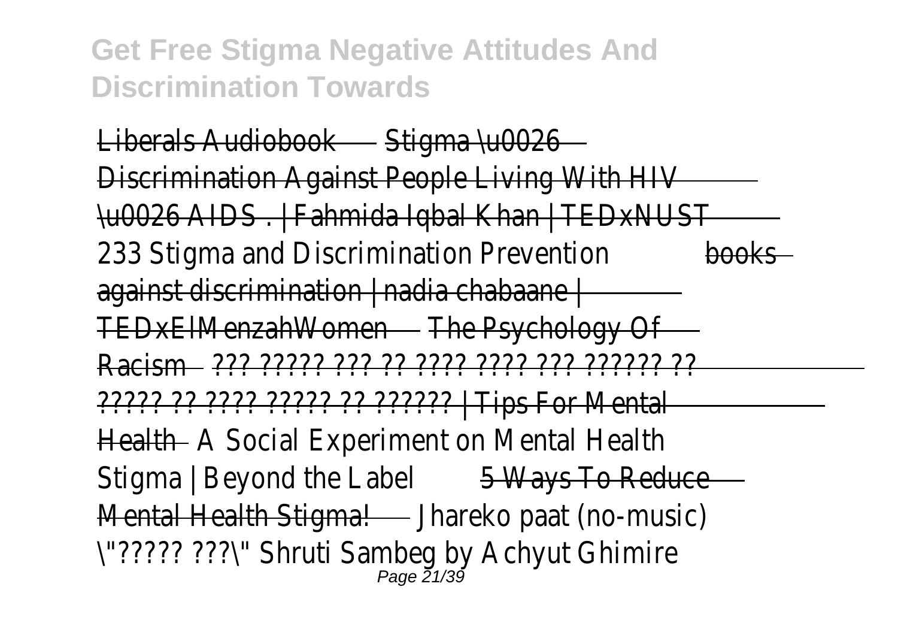Liberals Audiobook Stigma \u0026 Discrimination Against People Living With HIV \u0026 AIDS . | Fahmida Iqbal Khan | TEDxNUST 233 Stigma and Discrimination Prevention books against discrimination | nadia chabaane | TEDxElMenzahWomen The Psychology Of Racism ??? ????? ??? ?? ???? ???? ??? ?????? ?? ????? ?? ???? ????? ?? ?????? | Tips For Mental Health A Social Experiment on Mental Health Stigma | Beyond the Label 5 Ways To Reduce Mental Health Stigma! Jhareko paat (no-music) \"????? ???\" Shruti Sambeg by Achyut Ghimire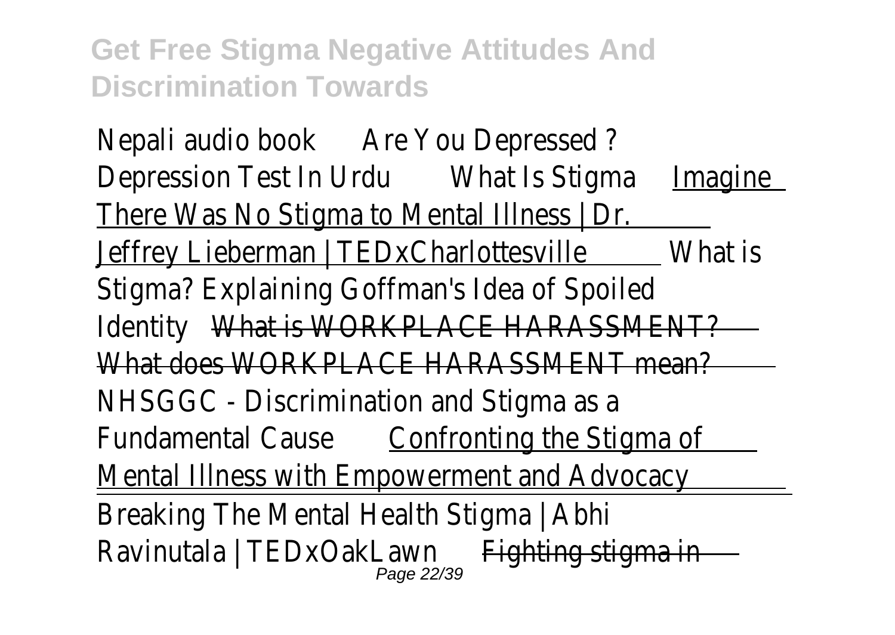Nepali audio book Are You Depressed ? Depression Test In Urdu What Is Stigma Imagine There Was No Stigma to Mental Illness | Dr. Jeffrey Lieberman | TEDxCharlottesville What is Stigma? Explaining Goffman's Idea of Spoiled Identity ~~What is WORKPLACE HARASSMENT? What does WORKPLACE HARASSMENT mean?~~ NHSGGC - Discrimination and Stigma as a Fundamental Cause Confronting the Stigma of Mental Illness with Empowerment and Advocacy

Breaking The Mental Health Stigma | Abhi Ravinutala | TEDxOakLawn ~~Fighting stigma in~~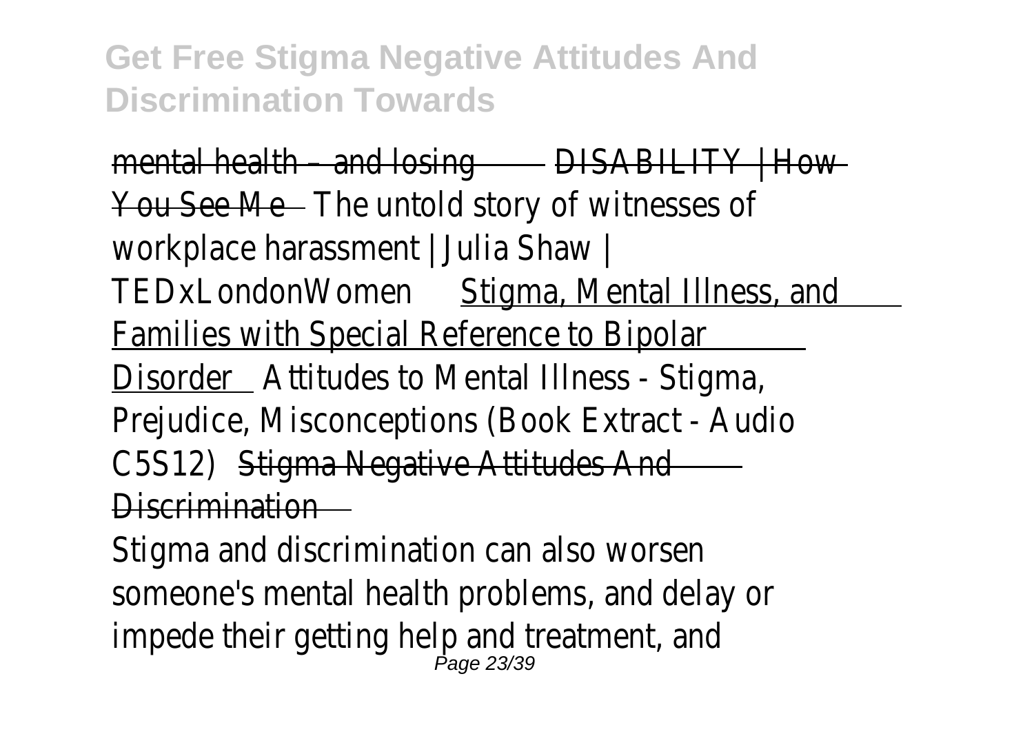mental health – and losing DISABILITY | How You See Me The untold story of witnesses of workplace harassment | Julia Shaw | TEDxLondonWomen Stigma, Mental Illness, and Families with Special Reference to Bipolar Disorder Attitudes to Mental Illness - Stigma, Prejudice, Misconceptions (Book Extract - Audio C5S12) Stigma Negative Attitudes And Discrimination

Stigma and discrimination can also worsen someone's mental health problems, and delay or impede their getting help and treatment, and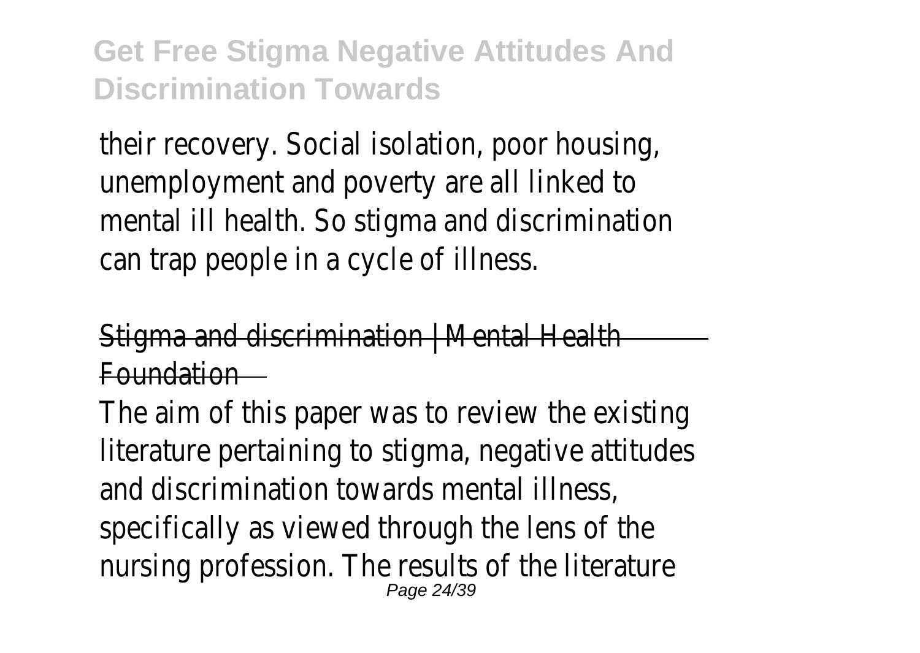their recovery. Social isolation, poor housing, unemployment and poverty are all linked to mental ill health. So stigma and discrimination can trap people in a cycle of illness.

## Stigma and discrimination | Mental Health Foundation

The aim of this paper was to review the existing literature pertaining to stigma, negative attitudes and discrimination towards mental illness, specifically as viewed through the lens of the nursing profession. The results of the literature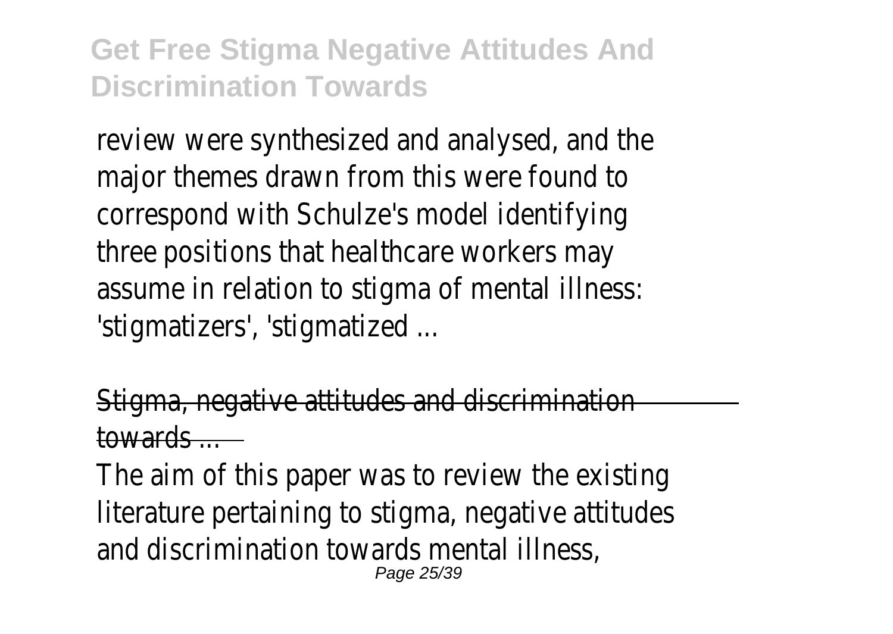review were synthesized and analysed, and the major themes drawn from this were found to correspond with Schulze's model identifying three positions that healthcare workers may assume in relation to stigma of mental illness: 'stigmatizers', 'stigmatized ...

## Stigma, negative attitudes and discrimination towards ...

The aim of this paper was to review the existing literature pertaining to stigma, negative attitudes and discrimination towards mental illness,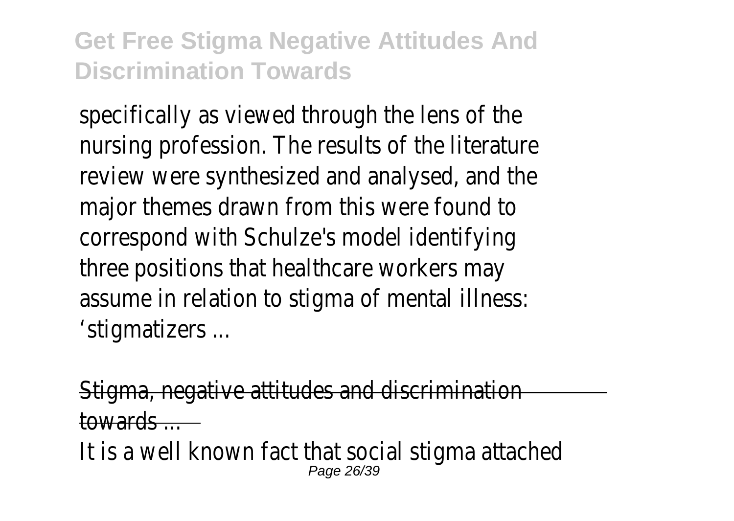specifically as viewed through the lens of the nursing profession. The results of the literature review were synthesized and analysed, and the major themes drawn from this were found to correspond with Schulze's model identifying three positions that healthcare workers may assume in relation to stigma of mental illness: 'stigmatizers ...

Stigma, negative attitudes and discrimination towards ...

It is a well known fact that social stigma attached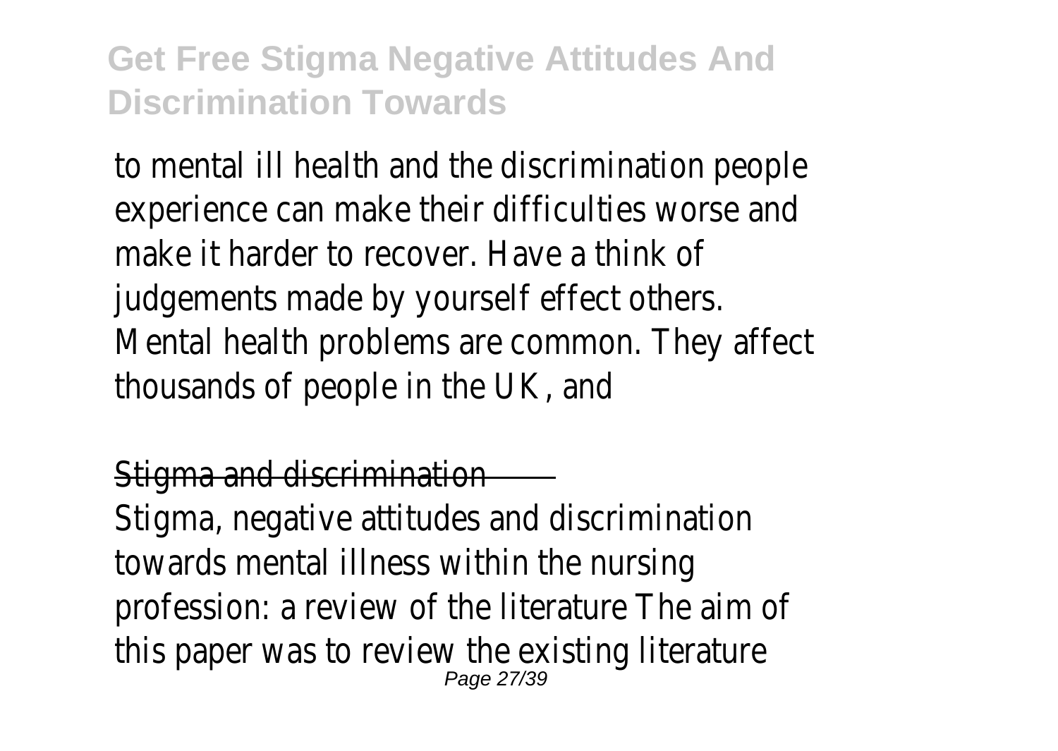to mental ill health and the discrimination people experience can make their difficulties worse and make it harder to recover. Have a think of judgements made by yourself effect others. Mental health problems are common. They affect thousands of people in the UK, and

Stigma and discrimination

Stigma, negative attitudes and discrimination towards mental illness within the nursing profession: a review of the literature The aim of this paper was to review the existing literature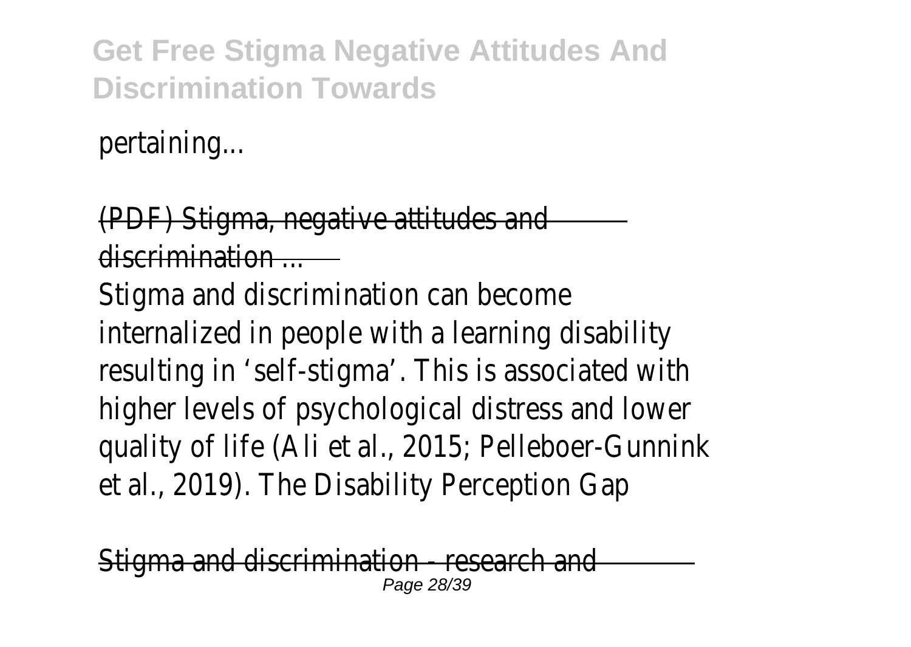pertaining...

(PDF) Stigma, negative attitudes and discrimination ...

Stigma and discrimination can become internalized in people with a learning disability resulting in 'self-stigma'. This is associated with higher levels of psychological distress and lower quality of life (Ali et al., 2015; Pelleboer-Gunnink et al., 2019). The Disability Perception Gap

Stigma and discrimination - research and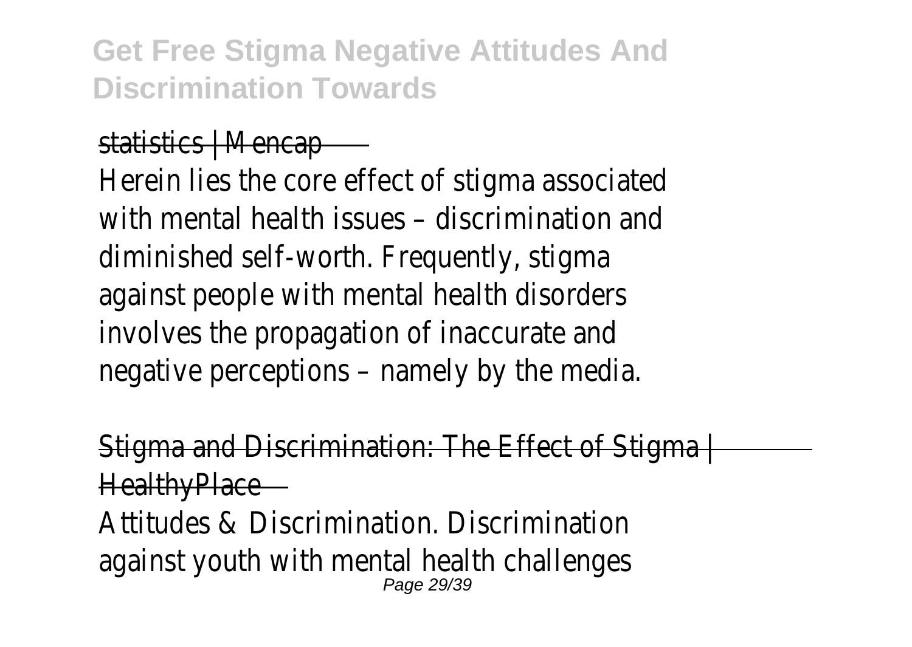statistics | Mencap

Herein lies the core effect of stigma associated with mental health issues – discrimination and diminished self-worth. Frequently, stigma against people with mental health disorders involves the propagation of inaccurate and negative perceptions – namely by the media.

Stigma and Discrimination: The Effect of Stigma | HealthyPlace

Attitudes & Discrimination. Discrimination against youth with mental health challenges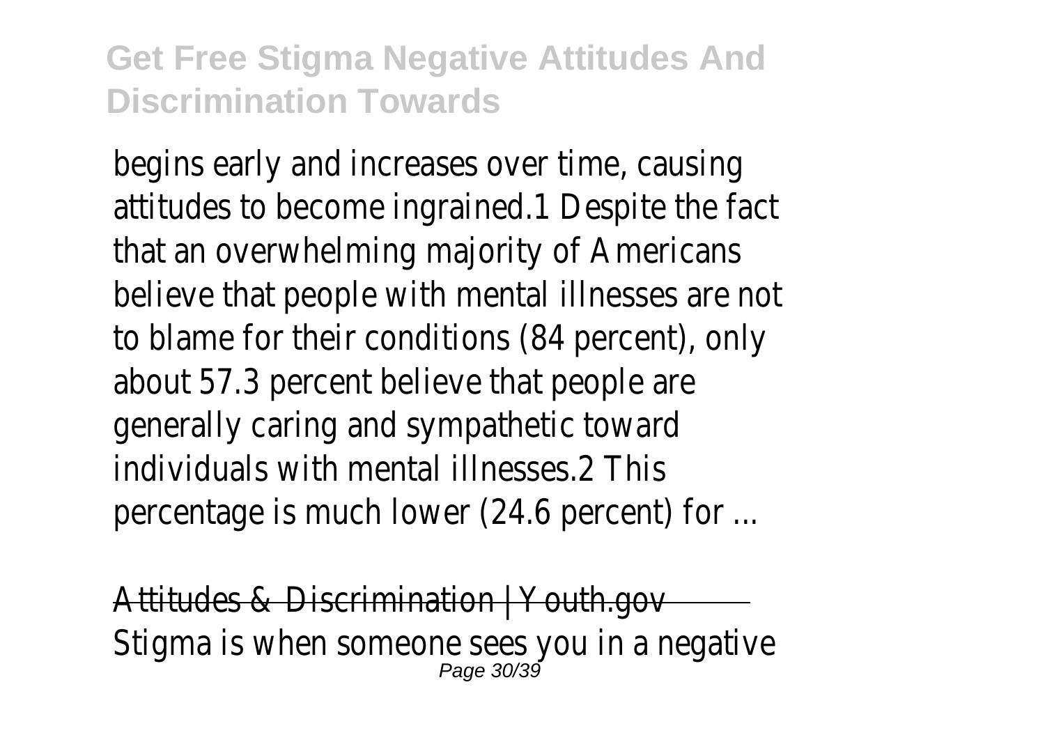begins early and increases over time, causing attitudes to become ingrained.1 Despite the fact that an overwhelming majority of Americans believe that people with mental illnesses are not to blame for their conditions (84 percent), only about 57.3 percent believe that people are generally caring and sympathetic toward individuals with mental illnesses.2 This percentage is much lower (24.6 percent) for ...

Attitudes & Discrimination | Youth.gov

Stigma is when someone sees you in a negative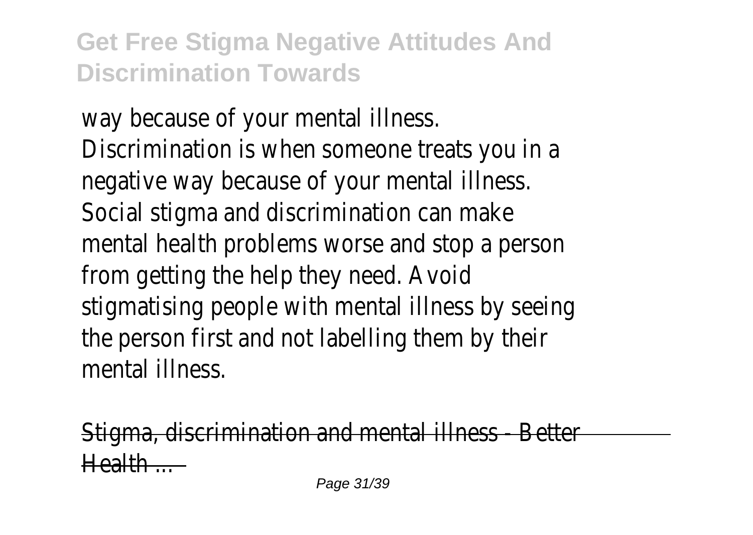way because of your mental illness. Discrimination is when someone treats you in a negative way because of your mental illness. Social stigma and discrimination can make mental health problems worse and stop a person from getting the help they need. Avoid stigmatising people with mental illness by seeing the person first and not labelling them by their mental illness.

Stigma, discrimination and mental illness - Better Health ...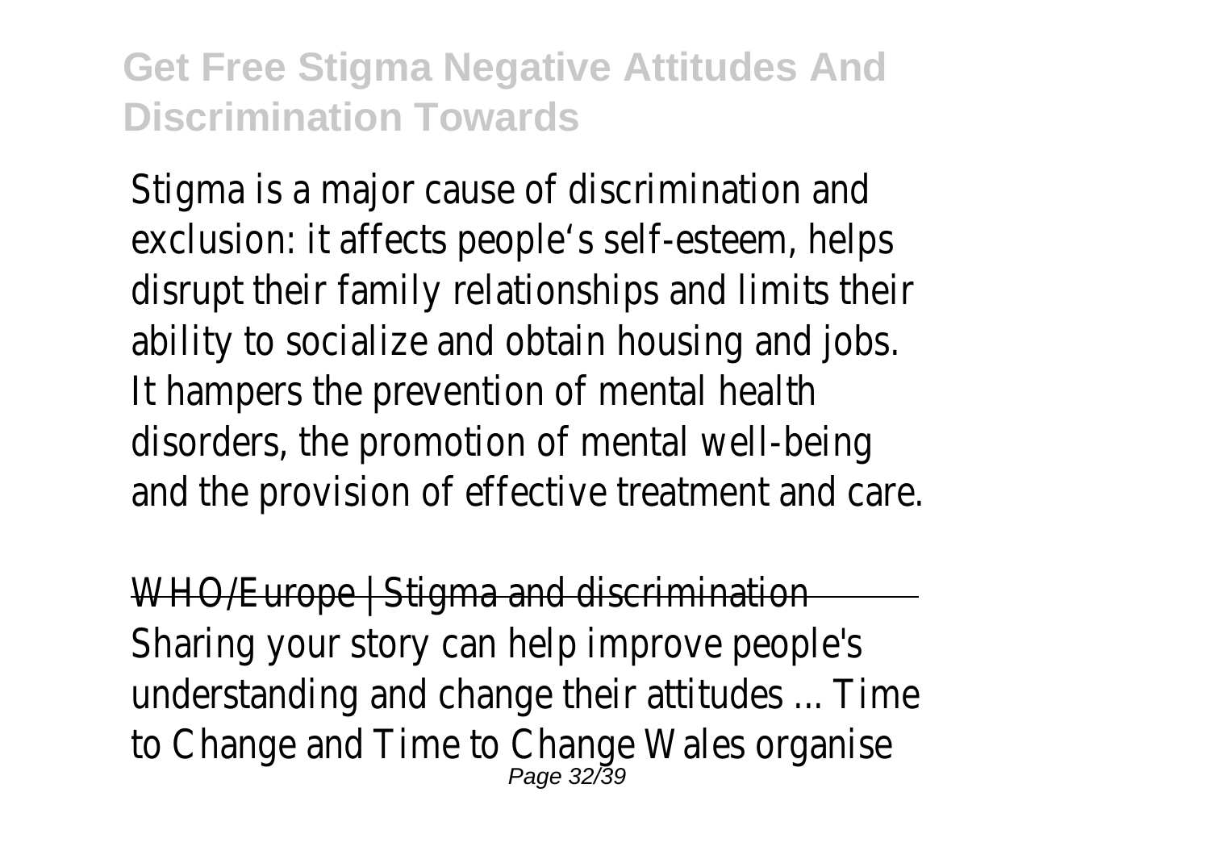Stigma is a major cause of discrimination and exclusion: it affects people's self-esteem, helps disrupt their family relationships and limits their ability to socialize and obtain housing and jobs. It hampers the prevention of mental health disorders, the promotion of mental well-being and the provision of effective treatment and care.

WHO/Europe | Stigma and discrimination

Sharing your story can help improve people's understanding and change their attitudes ... Time to Change and Time to Change Wales organise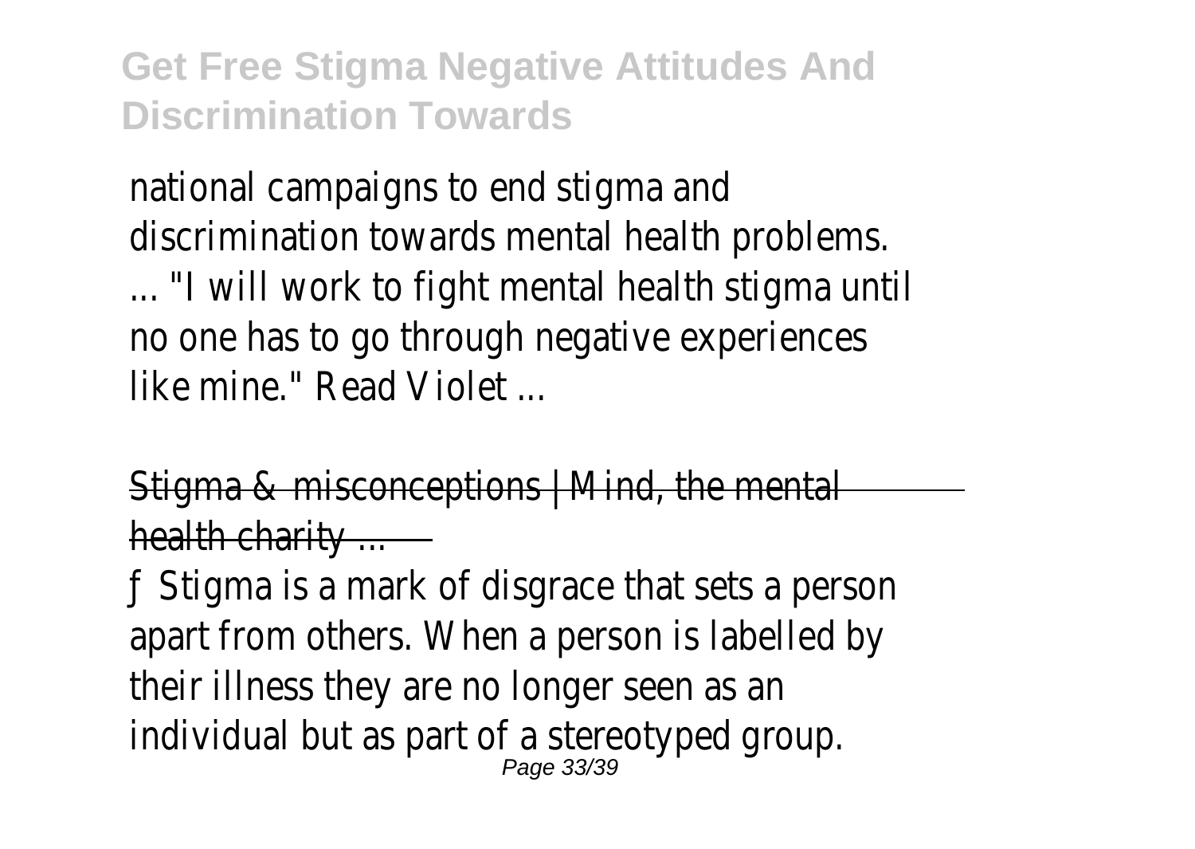national campaigns to end stigma and discrimination towards mental health problems. ... "I will work to fight mental health stigma until no one has to go through negative experiences like mine." Read Violet ...

Stigma & misconceptions | Mind, the mental health charity ...

ƒ Stigma is a mark of disgrace that sets a person apart from others. When a person is labelled by their illness they are no longer seen as an individual but as part of a stereotyped group.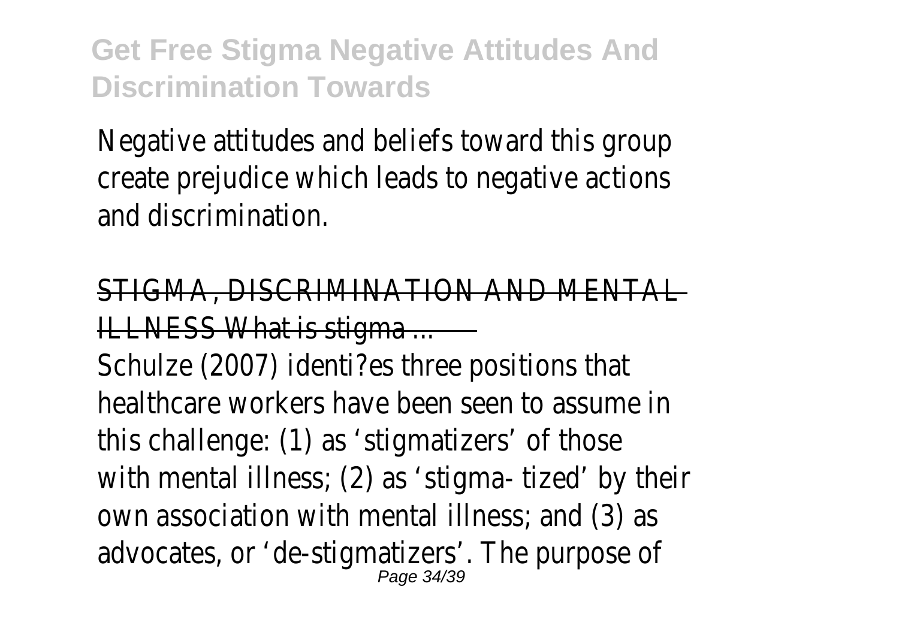Negative attitudes and beliefs toward this group create prejudice which leads to negative actions and discrimination.

STIGMA, DISCRIMINATION AND MENTAL ILLNESS What is stigma ...

Schulze (2007) identi?es three positions that healthcare workers have been seen to assume in this challenge: (1) as 'stigmatizers' of those with mental illness; (2) as 'stigma- tized' by their own association with mental illness; and (3) as advocates, or 'de-stigmatizers'. The purpose of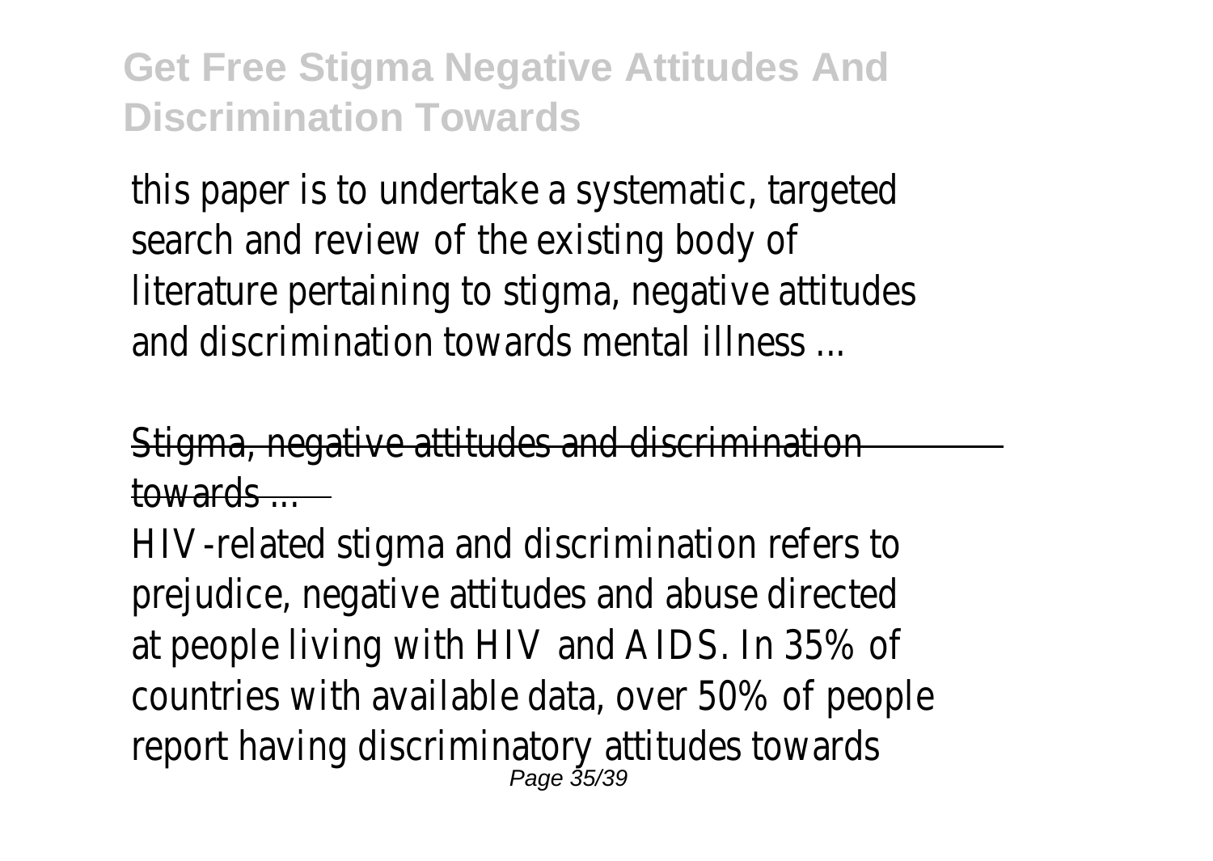this paper is to undertake a systematic, targeted search and review of the existing body of literature pertaining to stigma, negative attitudes and discrimination towards mental illness ...

Stigma, negative attitudes and discrimination towards ...

HIV-related stigma and discrimination refers to prejudice, negative attitudes and abuse directed at people living with HIV and AIDS. In 35% of countries with available data, over 50% of people report having discriminatory attitudes towards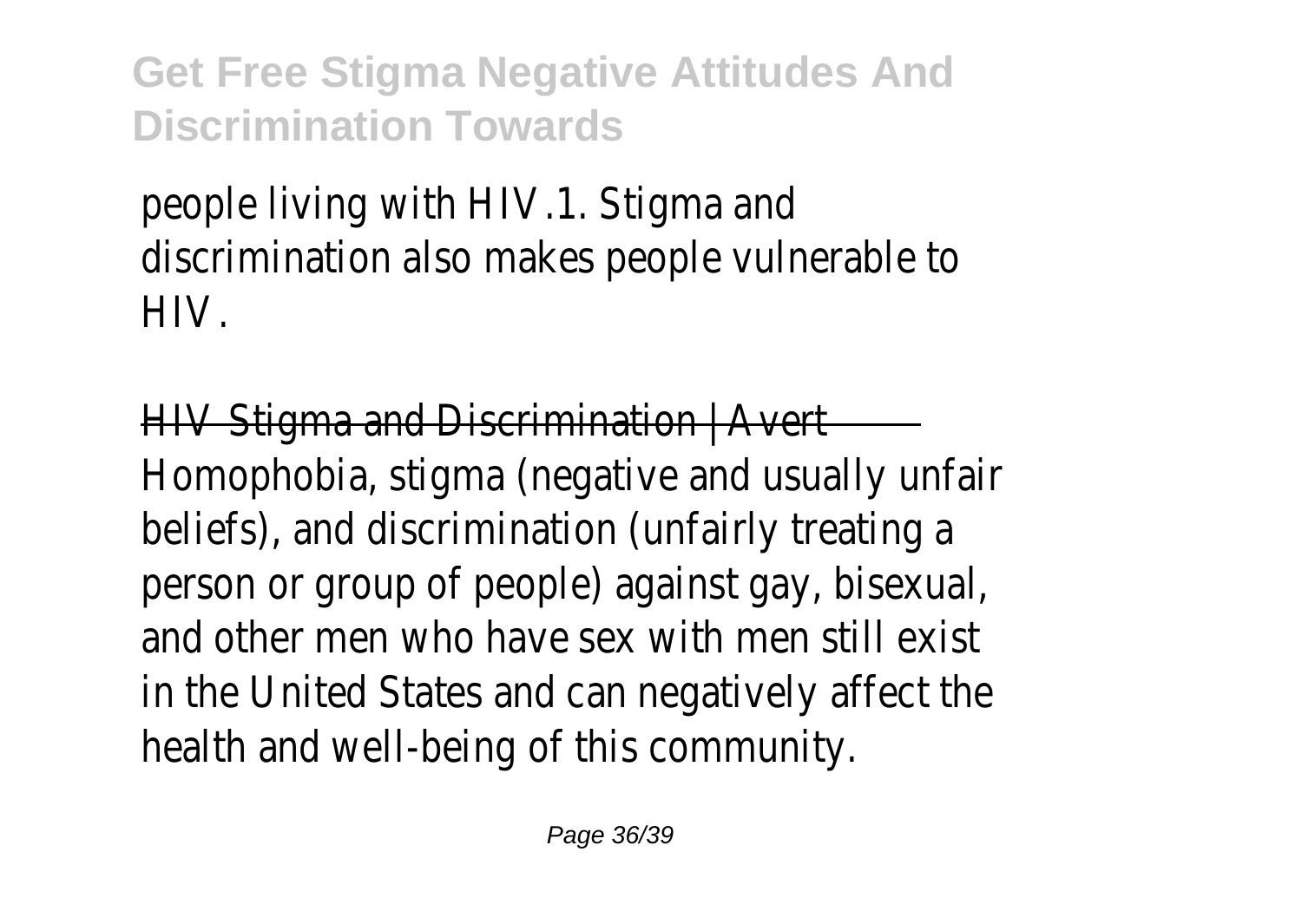people living with HIV.1. Stigma and discrimination also makes people vulnerable to HIV.

HIV Stigma and Discrimination | Avert

Homophobia, stigma (negative and usually unfair beliefs), and discrimination (unfairly treating a person or group of people) against gay, bisexual, and other men who have sex with men still exist in the United States and can negatively affect the health and well-being of this community.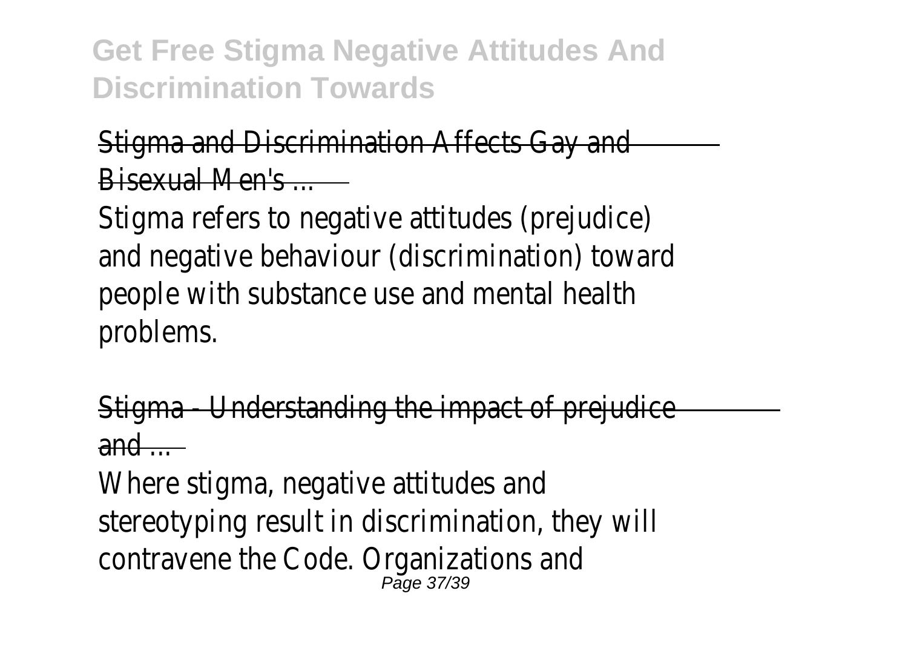Stigma and Discrimination Affects Gay and Bisexual Men's ...

Stigma refers to negative attitudes (prejudice) and negative behaviour (discrimination) toward people with substance use and mental health problems.

Stigma - Understanding the impact of prejudice and ...

Where stigma, negative attitudes and stereotyping result in discrimination, they will contravene the Code. Organizations and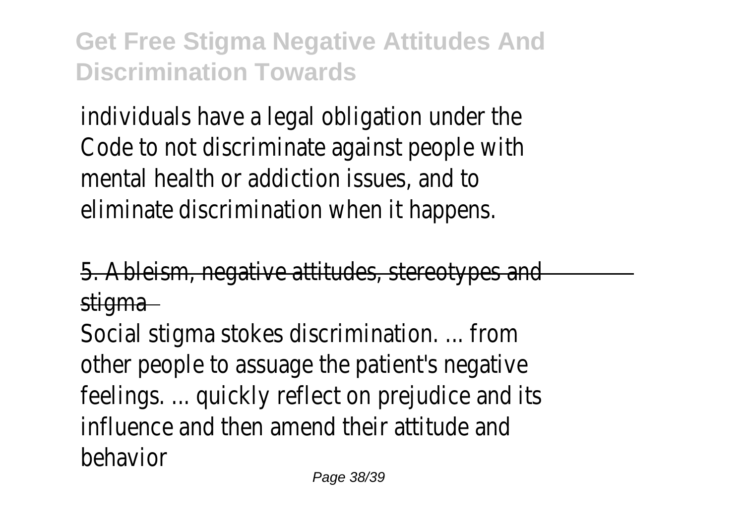individuals have a legal obligation under the Code to not discriminate against people with mental health or addiction issues, and to eliminate discrimination when it happens.

5. Ableism, negative attitudes, stereotypes and stigma

Social stigma stokes discrimination. ... from other people to assuage the patient's negative feelings. ... quickly reflect on prejudice and its influence and then amend their attitude and behavior